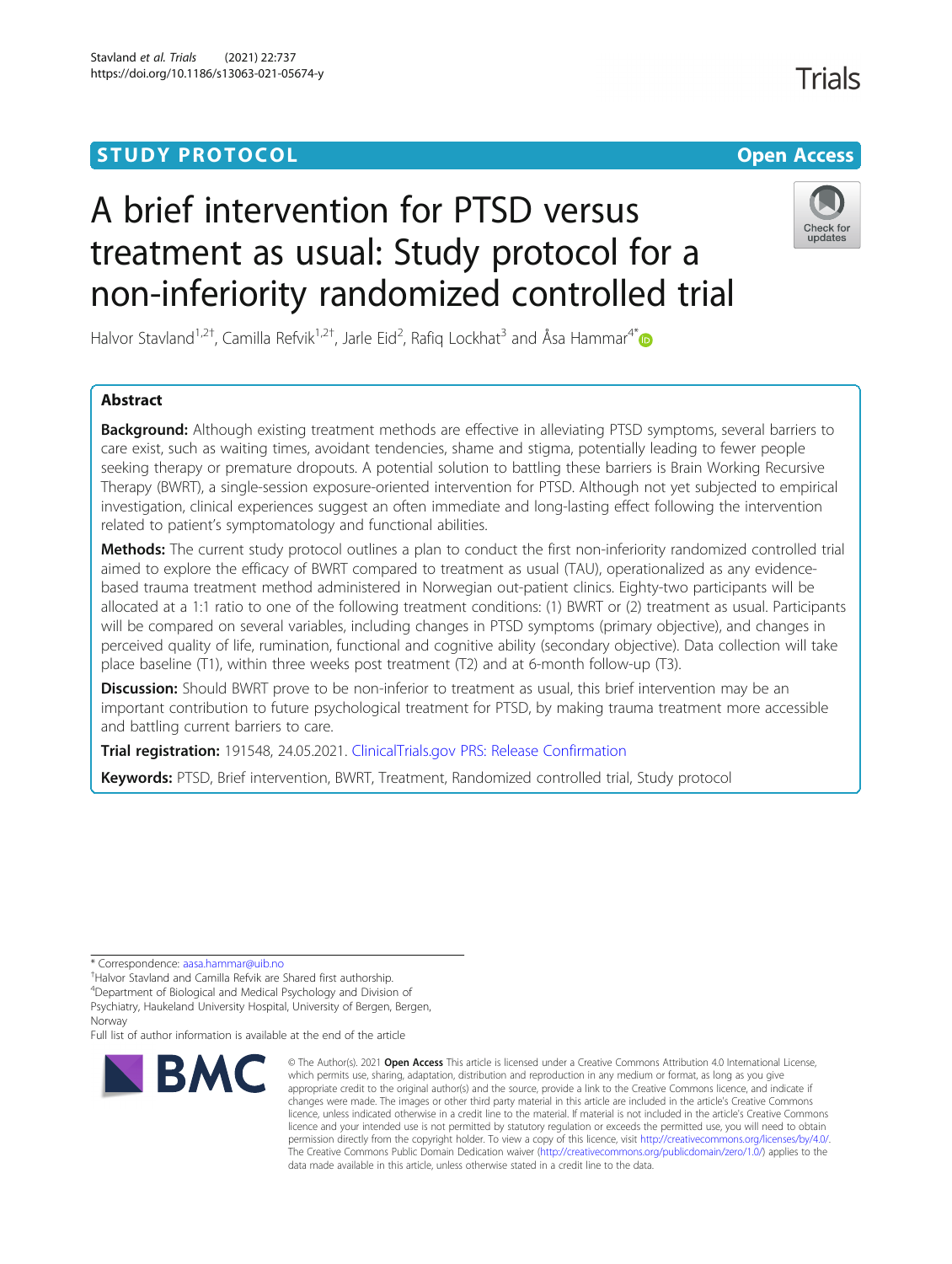STUDY PROTOCOL

Open Access

# A brief intervention for PTSD versus treatment as usual: Study protocol for a non-inferiority randomized controlled trial

Halvor Stavland[1,2†], Camilla Refvik[1,2†], Jarle Eid[2], Rafiq Lockhat[3] and Åsa Hammar[4*]

## Abstract

**Background:** Although existing treatment methods are effective in alleviating PTSD symptoms, several barriers to care exist, such as waiting times, avoidant tendencies, shame and stigma, potentially leading to fewer people seeking therapy or premature dropouts. A potential solution to battling these barriers is Brain Working Recursive Therapy (BWRT), a single-session exposure-oriented intervention for PTSD. Although not yet subjected to empirical investigation, clinical experiences suggest an often immediate and long-lasting effect following the intervention related to patient's symptomatology and functional abilities.

**Methods:** The current study protocol outlines a plan to conduct the first non-inferiority randomized controlled trial aimed to explore the efficacy of BWRT compared to treatment as usual (TAU), operationalized as any evidence-based trauma treatment method administered in Norwegian out-patient clinics. Eighty-two participants will be allocated at a 1:1 ratio to one of the following treatment conditions: (1) BWRT or (2) treatment as usual. Participants will be compared on several variables, including changes in PTSD symptoms (primary objective), and changes in perceived quality of life, rumination, functional and cognitive ability (secondary objective). Data collection will take place baseline (T1), within three weeks post treatment (T2) and at 6-month follow-up (T3).

**Discussion:** Should BWRT prove to be non-inferior to treatment as usual, this brief intervention may be an important contribution to future psychological treatment for PTSD, by making trauma treatment more accessible and battling current barriers to care.

**Trial registration:** 191548, 24.05.2021. ClinicalTrials.gov PRS: Release Confirmation

**Keywords:** PTSD, Brief intervention, BWRT, Treatment, Randomized controlled trial, Study protocol

---

\* Correspondence: aasa.hammar@uib.no

†Halvor Stavland and Camilla Refvik are Shared first authorship.

[4]Department of Biological and Medical Psychology and Division of Psychiatry, Haukeland University Hospital, University of Bergen, Bergen, Norway

Full list of author information is available at the end of the article

© The Author(s). 2021 **Open Access** This article is licensed under a Creative Commons Attribution 4.0 International License, which permits use, sharing, adaptation, distribution and reproduction in any medium or format, as long as you give appropriate credit to the original author(s) and the source, provide a link to the Creative Commons licence, and indicate if changes were made. The images or other third party material in this article are included in the article's Creative Commons licence, unless indicated otherwise in a credit line to the material. If material is not included in the article's Creative Commons licence and your intended use is not permitted by statutory regulation or exceeds the permitted use, you will need to obtain permission directly from the copyright holder. To view a copy of this licence, visit http://creativecommons.org/licenses/by/4.0/. The Creative Commons Public Domain Dedication waiver (http://creativecommons.org/publicdomain/zero/1.0/) applies to the data made available in this article, unless otherwise stated in a credit line to the data.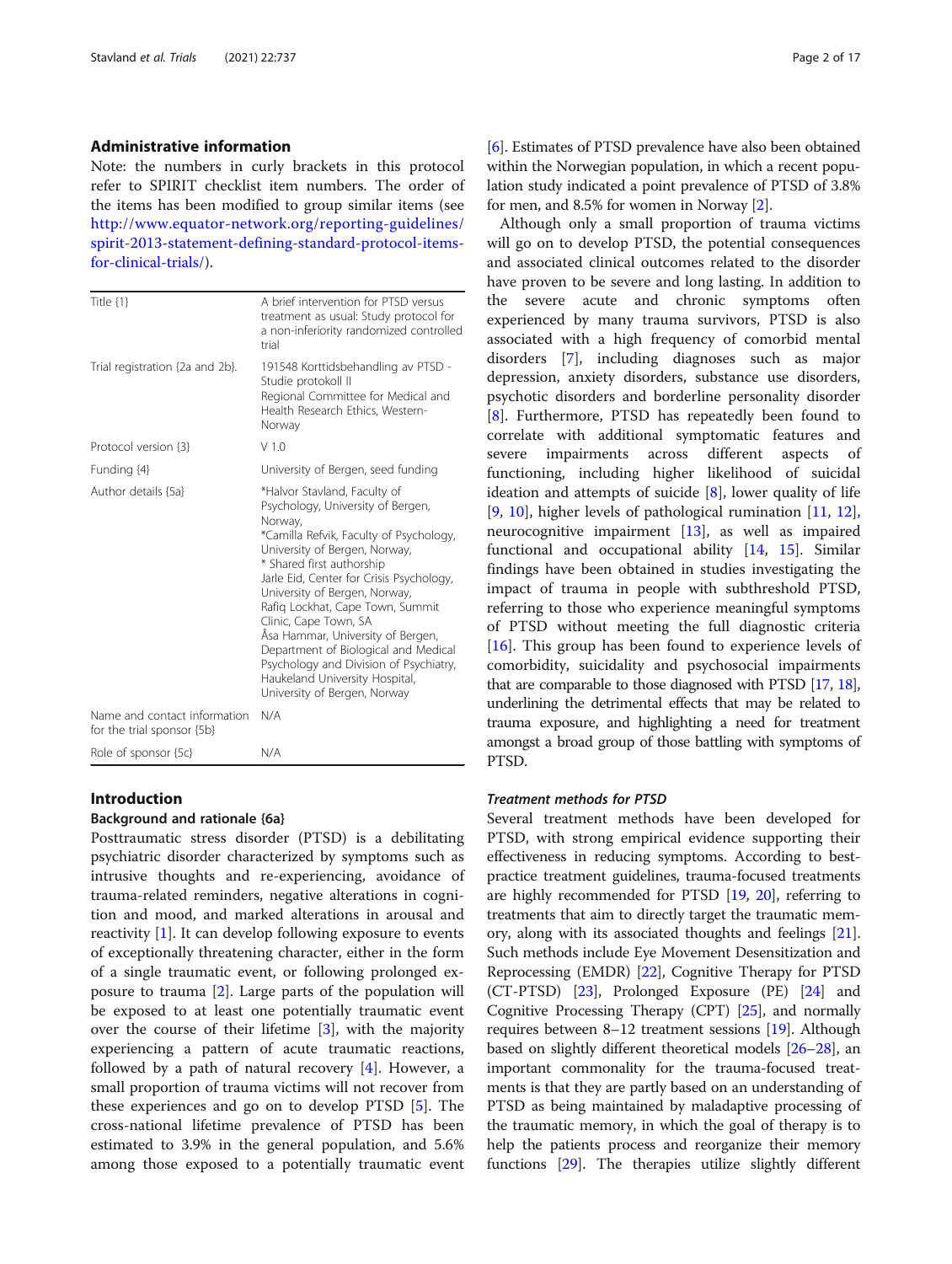## Administrative information

Note: the numbers in curly brackets in this protocol refer to SPIRIT checklist item numbers. The order of the items has been modified to group similar items (see http://www.equator-network.org/reporting-guidelines/spirit-2013-statement-defining-standard-protocol-items-for-clinical-trials/).

| | |
|---|---|
| Title {1} | A brief intervention for PTSD versus treatment as usual: Study protocol for a non-inferiority randomized controlled trial |
| Trial registration {2a and 2b}. | 191548 Korttidsbehandling av PTSD - Studie protokoll II<br>Regional Committee for Medical and Health Research Ethics, Western-Norway |
| Protocol version {3} | V 1.0 |
| Funding {4} | University of Bergen, seed funding |
| Author details {5a} | *Halvor Stavland, Faculty of Psychology, University of Bergen, Norway,<br>*Camilla Refvik, Faculty of Psychology, University of Bergen, Norway,<br>* Shared first authorship<br>Jarle Eid, Center for Crisis Psychology, University of Bergen, Norway,<br>Rafiq Lockhat, Cape Town, Summit Clinic, Cape Town, SA<br>Åsa Hammar, University of Bergen, Department of Biological and Medical Psychology and Division of Psychiatry, Haukeland University Hospital, University of Bergen, Norway |
| Name and contact information for the trial sponsor {5b} | N/A |
| Role of sponsor {5c} | N/A |

## Introduction

### Background and rationale {6a}

Posttraumatic stress disorder (PTSD) is a debilitating psychiatric disorder characterized by symptoms such as intrusive thoughts and re-experiencing, avoidance of trauma-related reminders, negative alterations in cognition and mood, and marked alterations in arousal and reactivity [1]. It can develop following exposure to events of exceptionally threatening character, either in the form of a single traumatic event, or following prolonged exposure to trauma [2]. Large parts of the population will be exposed to at least one potentially traumatic event over the course of their lifetime [3], with the majority experiencing a pattern of acute traumatic reactions, followed by a path of natural recovery [4]. However, a small proportion of trauma victims will not recover from these experiences and go on to develop PTSD [5]. The cross-national lifetime prevalence of PTSD has been estimated to 3.9% in the general population, and 5.6% among those exposed to a potentially traumatic event [6]. Estimates of PTSD prevalence have also been obtained within the Norwegian population, in which a recent population study indicated a point prevalence of PTSD of 3.8% for men, and 8.5% for women in Norway [2].

Although only a small proportion of trauma victims will go on to develop PTSD, the potential consequences and associated clinical outcomes related to the disorder have proven to be severe and long lasting. In addition to the severe acute and chronic symptoms often experienced by many trauma survivors, PTSD is also associated with a high frequency of comorbid mental disorders [7], including diagnoses such as major depression, anxiety disorders, substance use disorders, psychotic disorders and borderline personality disorder [8]. Furthermore, PTSD has repeatedly been found to correlate with additional symptomatic features and severe impairments across different aspects of functioning, including higher likelihood of suicidal ideation and attempts of suicide [8], lower quality of life [9, 10], higher levels of pathological rumination [11, 12], neurocognitive impairment [13], as well as impaired functional and occupational ability [14, 15]. Similar findings have been obtained in studies investigating the impact of trauma in people with subthreshold PTSD, referring to those who experience meaningful symptoms of PTSD without meeting the full diagnostic criteria [16]. This group has been found to experience levels of comorbidity, suicidality and psychosocial impairments that are comparable to those diagnosed with PTSD [17, 18], underlining the detrimental effects that may be related to trauma exposure, and highlighting a need for treatment amongst a broad group of those battling with symptoms of PTSD.

#### *Treatment methods for PTSD*

Several treatment methods have been developed for PTSD, with strong empirical evidence supporting their effectiveness in reducing symptoms. According to best-practice treatment guidelines, trauma-focused treatments are highly recommended for PTSD [19, 20], referring to treatments that aim to directly target the traumatic memory, along with its associated thoughts and feelings [21]. Such methods include Eye Movement Desensitization and Reprocessing (EMDR) [22], Cognitive Therapy for PTSD (CT-PTSD) [23], Prolonged Exposure (PE) [24] and Cognitive Processing Therapy (CPT) [25], and normally requires between 8–12 treatment sessions [19]. Although based on slightly different theoretical models [26–28], an important commonality for the trauma-focused treatments is that they are partly based on an understanding of PTSD as being maintained by maladaptive processing of the traumatic memory, in which the goal of therapy is to help the patients process and reorganize their memory functions [29]. The therapies utilize slightly different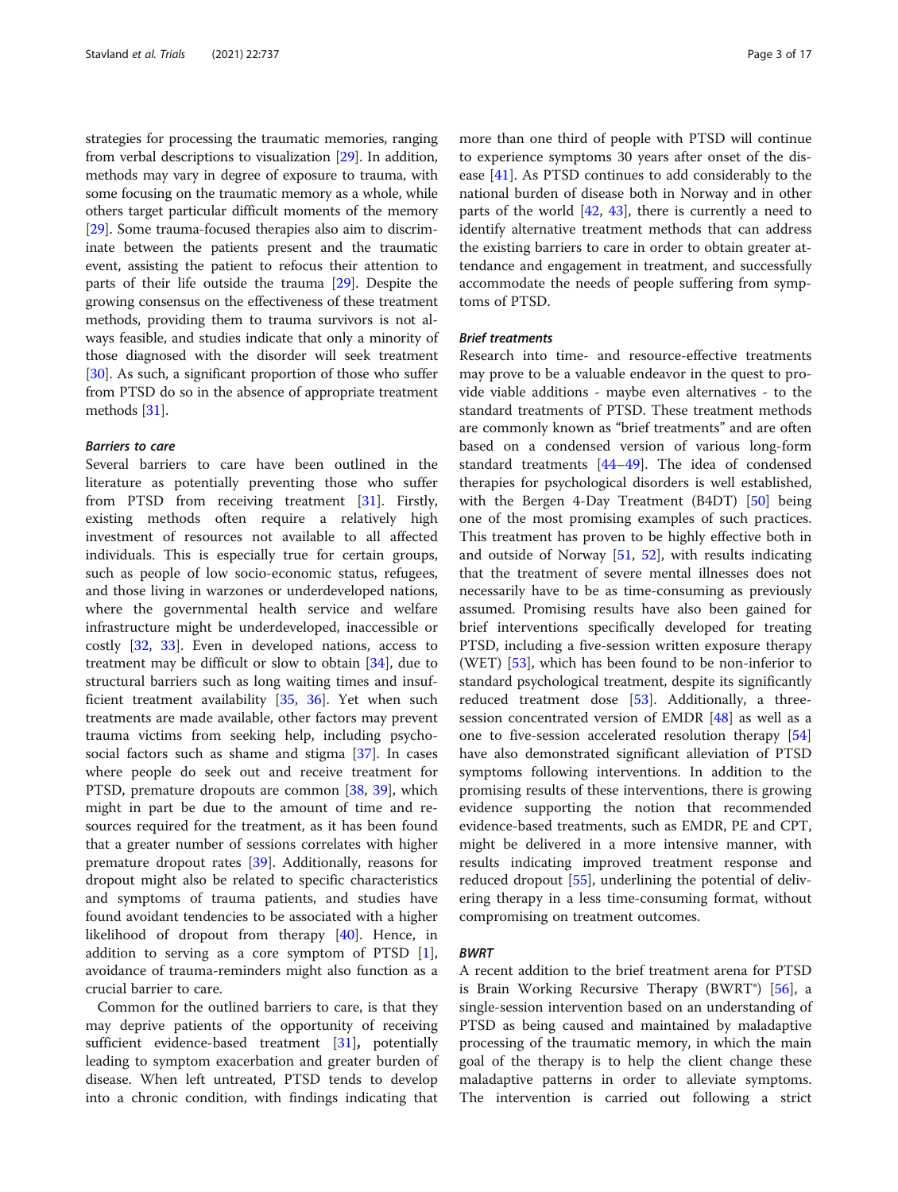strategies for processing the traumatic memories, ranging from verbal descriptions to visualization [29]. In addition, methods may vary in degree of exposure to trauma, with some focusing on the traumatic memory as a whole, while others target particular difficult moments of the memory [29]. Some trauma-focused therapies also aim to discriminate between the patients present and the traumatic event, assisting the patient to refocus their attention to parts of their life outside the trauma [29]. Despite the growing consensus on the effectiveness of these treatment methods, providing them to trauma survivors is not always feasible, and studies indicate that only a minority of those diagnosed with the disorder will seek treatment [30]. As such, a significant proportion of those who suffer from PTSD do so in the absence of appropriate treatment methods [31].

#### Barriers to care

Several barriers to care have been outlined in the literature as potentially preventing those who suffer from PTSD from receiving treatment [31]. Firstly, existing methods often require a relatively high investment of resources not available to all affected individuals. This is especially true for certain groups, such as people of low socio-economic status, refugees, and those living in warzones or underdeveloped nations, where the governmental health service and welfare infrastructure might be underdeveloped, inaccessible or costly [32, 33]. Even in developed nations, access to treatment may be difficult or slow to obtain [34], due to structural barriers such as long waiting times and insufficient treatment availability [35, 36]. Yet when such treatments are made available, other factors may prevent trauma victims from seeking help, including psychosocial factors such as shame and stigma [37]. In cases where people do seek out and receive treatment for PTSD, premature dropouts are common [38, 39], which might in part be due to the amount of time and resources required for the treatment, as it has been found that a greater number of sessions correlates with higher premature dropout rates [39]. Additionally, reasons for dropout might also be related to specific characteristics and symptoms of trauma patients, and studies have found avoidant tendencies to be associated with a higher likelihood of dropout from therapy [40]. Hence, in addition to serving as a core symptom of PTSD [1], avoidance of trauma-reminders might also function as a crucial barrier to care.

Common for the outlined barriers to care, is that they may deprive patients of the opportunity of receiving sufficient evidence-based treatment [31], potentially leading to symptom exacerbation and greater burden of disease. When left untreated, PTSD tends to develop into a chronic condition, with findings indicating that more than one third of people with PTSD will continue to experience symptoms 30 years after onset of the disease [41]. As PTSD continues to add considerably to the national burden of disease both in Norway and in other parts of the world [42, 43], there is currently a need to identify alternative treatment methods that can address the existing barriers to care in order to obtain greater attendance and engagement in treatment, and successfully accommodate the needs of people suffering from symptoms of PTSD.

#### Brief treatments

Research into time- and resource-effective treatments may prove to be a valuable endeavor in the quest to provide viable additions - maybe even alternatives - to the standard treatments of PTSD. These treatment methods are commonly known as "brief treatments" and are often based on a condensed version of various long-form standard treatments [44–49]. The idea of condensed therapies for psychological disorders is well established, with the Bergen 4-Day Treatment (B4DT) [50] being one of the most promising examples of such practices. This treatment has proven to be highly effective both in and outside of Norway [51, 52], with results indicating that the treatment of severe mental illnesses does not necessarily have to be as time-consuming as previously assumed. Promising results have also been gained for brief interventions specifically developed for treating PTSD, including a five-session written exposure therapy (WET) [53], which has been found to be non-inferior to standard psychological treatment, despite its significantly reduced treatment dose [53]. Additionally, a three-session concentrated version of EMDR [48] as well as a one to five-session accelerated resolution therapy [54] have also demonstrated significant alleviation of PTSD symptoms following interventions. In addition to the promising results of these interventions, there is growing evidence supporting the notion that recommended evidence-based treatments, such as EMDR, PE and CPT, might be delivered in a more intensive manner, with results indicating improved treatment response and reduced dropout [55], underlining the potential of delivering therapy in a less time-consuming format, without compromising on treatment outcomes.

### BWRT

A recent addition to the brief treatment arena for PTSD is Brain Working Recursive Therapy (BWRT®) [56], a single-session intervention based on an understanding of PTSD as being caused and maintained by maladaptive processing of the traumatic memory, in which the main goal of the therapy is to help the client change these maladaptive patterns in order to alleviate symptoms. The intervention is carried out following a strict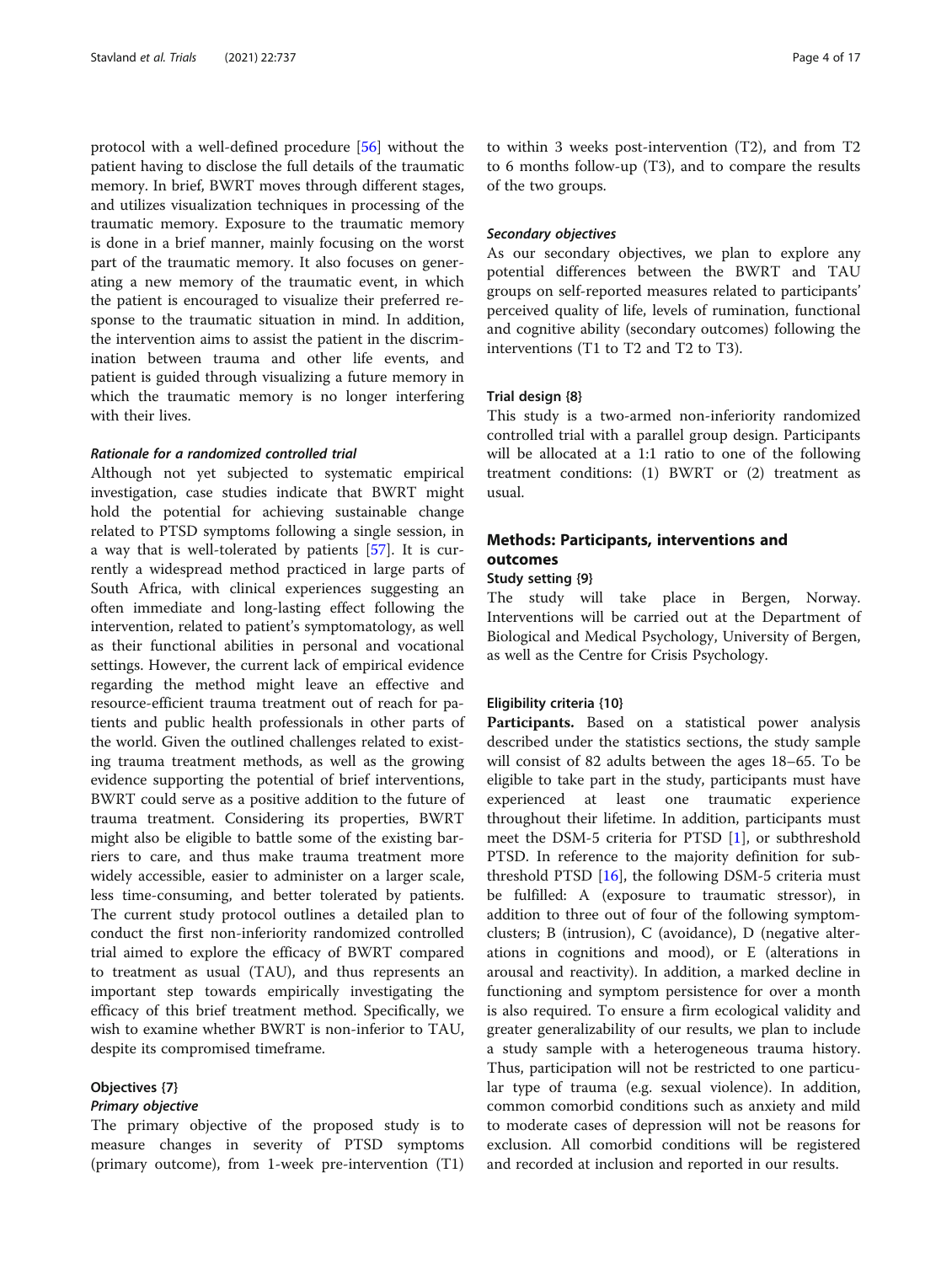protocol with a well-defined procedure [56] without the patient having to disclose the full details of the traumatic memory. In brief, BWRT moves through different stages, and utilizes visualization techniques in processing of the traumatic memory. Exposure to the traumatic memory is done in a brief manner, mainly focusing on the worst part of the traumatic memory. It also focuses on generating a new memory of the traumatic event, in which the patient is encouraged to visualize their preferred response to the traumatic situation in mind. In addition, the intervention aims to assist the patient in the discrimination between trauma and other life events, and patient is guided through visualizing a future memory in which the traumatic memory is no longer interfering with their lives.

#### *Rationale for a randomized controlled trial*

Although not yet subjected to systematic empirical investigation, case studies indicate that BWRT might hold the potential for achieving sustainable change related to PTSD symptoms following a single session, in a way that is well-tolerated by patients [57]. It is currently a widespread method practiced in large parts of South Africa, with clinical experiences suggesting an often immediate and long-lasting effect following the intervention, related to patient's symptomatology, as well as their functional abilities in personal and vocational settings. However, the current lack of empirical evidence regarding the method might leave an effective and resource-efficient trauma treatment out of reach for patients and public health professionals in other parts of the world. Given the outlined challenges related to existing trauma treatment methods, as well as the growing evidence supporting the potential of brief interventions, BWRT could serve as a positive addition to the future of trauma treatment. Considering its properties, BWRT might also be eligible to battle some of the existing barriers to care, and thus make trauma treatment more widely accessible, easier to administer on a larger scale, less time-consuming, and better tolerated by patients. The current study protocol outlines a detailed plan to conduct the first non-inferiority randomized controlled trial aimed to explore the efficacy of BWRT compared to treatment as usual (TAU), and thus represents an important step towards empirically investigating the efficacy of this brief treatment method. Specifically, we wish to examine whether BWRT is non-inferior to TAU, despite its compromised timeframe.

### Objectives {7}

#### *Primary objective*

The primary objective of the proposed study is to measure changes in severity of PTSD symptoms (primary outcome), from 1-week pre-intervention (T1) to within 3 weeks post-intervention (T2), and from T2 to 6 months follow-up (T3), and to compare the results of the two groups.

#### *Secondary objectives*

As our secondary objectives, we plan to explore any potential differences between the BWRT and TAU groups on self-reported measures related to participants' perceived quality of life, levels of rumination, functional and cognitive ability (secondary outcomes) following the interventions (T1 to T2 and T2 to T3).

### Trial design {8}

This study is a two-armed non-inferiority randomized controlled trial with a parallel group design. Participants will be allocated at a 1:1 ratio to one of the following treatment conditions: (1) BWRT or (2) treatment as usual.

## Methods: Participants, interventions and outcomes

### Study setting {9}

The study will take place in Bergen, Norway. Interventions will be carried out at the Department of Biological and Medical Psychology, University of Bergen, as well as the Centre for Crisis Psychology.

### Eligibility criteria {10}

**Participants.** Based on a statistical power analysis described under the statistics sections, the study sample will consist of 82 adults between the ages 18–65. To be eligible to take part in the study, participants must have experienced at least one traumatic experience throughout their lifetime. In addition, participants must meet the DSM-5 criteria for PTSD [1], or subthreshold PTSD. In reference to the majority definition for subthreshold PTSD [16], the following DSM-5 criteria must be fulfilled: A (exposure to traumatic stressor), in addition to three out of four of the following symptom-clusters; B (intrusion), C (avoidance), D (negative alterations in cognitions and mood), or E (alterations in arousal and reactivity). In addition, a marked decline in functioning and symptom persistence for over a month is also required. To ensure a firm ecological validity and greater generalizability of our results, we plan to include a study sample with a heterogeneous trauma history. Thus, participation will not be restricted to one particular type of trauma (e.g. sexual violence). In addition, common comorbid conditions such as anxiety and mild to moderate cases of depression will not be reasons for exclusion. All comorbid conditions will be registered and recorded at inclusion and reported in our results.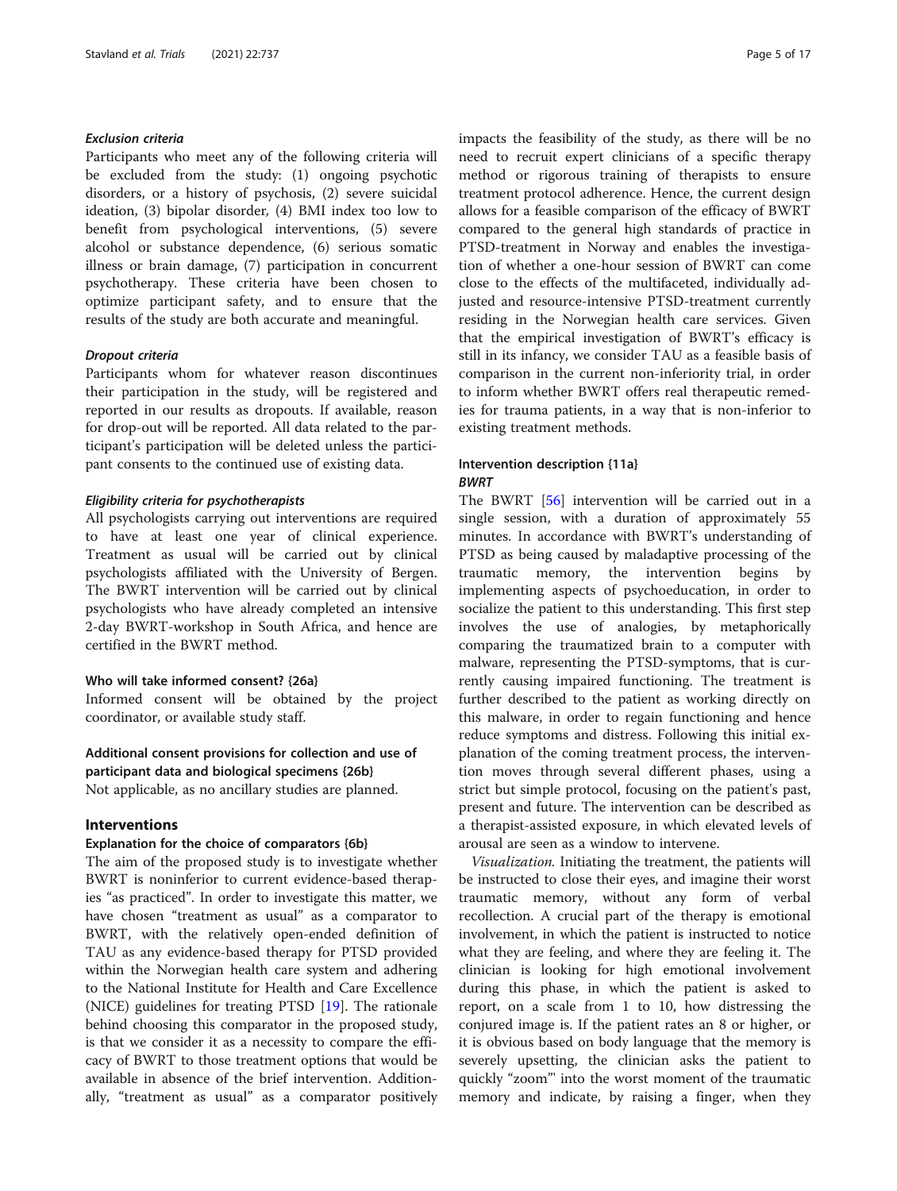#### *Exclusion criteria*

Participants who meet any of the following criteria will be excluded from the study: (1) ongoing psychotic disorders, or a history of psychosis, (2) severe suicidal ideation, (3) bipolar disorder, (4) BMI index too low to benefit from psychological interventions, (5) severe alcohol or substance dependence, (6) serious somatic illness or brain damage, (7) participation in concurrent psychotherapy. These criteria have been chosen to optimize participant safety, and to ensure that the results of the study are both accurate and meaningful.

#### *Dropout criteria*

Participants whom for whatever reason discontinues their participation in the study, will be registered and reported in our results as dropouts. If available, reason for drop-out will be reported. All data related to the participant's participation will be deleted unless the participant consents to the continued use of existing data.

#### *Eligibility criteria for psychotherapists*

All psychologists carrying out interventions are required to have at least one year of clinical experience. Treatment as usual will be carried out by clinical psychologists affiliated with the University of Bergen. The BWRT intervention will be carried out by clinical psychologists who have already completed an intensive 2-day BWRT-workshop in South Africa, and hence are certified in the BWRT method.

### Who will take informed consent? {26a}

Informed consent will be obtained by the project coordinator, or available study staff.

### Additional consent provisions for collection and use of participant data and biological specimens {26b}

Not applicable, as no ancillary studies are planned.

## Interventions

### Explanation for the choice of comparators {6b}

The aim of the proposed study is to investigate whether BWRT is noninferior to current evidence-based therapies "as practiced". In order to investigate this matter, we have chosen "treatment as usual" as a comparator to BWRT, with the relatively open-ended definition of TAU as any evidence-based therapy for PTSD provided within the Norwegian health care system and adhering to the National Institute for Health and Care Excellence (NICE) guidelines for treating PTSD [19]. The rationale behind choosing this comparator in the proposed study, is that we consider it as a necessity to compare the efficacy of BWRT to those treatment options that would be available in absence of the brief intervention. Additionally, "treatment as usual" as a comparator positively impacts the feasibility of the study, as there will be no need to recruit expert clinicians of a specific therapy method or rigorous training of therapists to ensure treatment protocol adherence. Hence, the current design allows for a feasible comparison of the efficacy of BWRT compared to the general high standards of practice in PTSD-treatment in Norway and enables the investigation of whether a one-hour session of BWRT can come close to the effects of the multifaceted, individually adjusted and resource-intensive PTSD-treatment currently residing in the Norwegian health care services. Given that the empirical investigation of BWRT's efficacy is still in its infancy, we consider TAU as a feasible basis of comparison in the current non-inferiority trial, in order to inform whether BWRT offers real therapeutic remedies for trauma patients, in a way that is non-inferior to existing treatment methods.

### Intervention description {11a}

#### *BWRT*

The BWRT [56] intervention will be carried out in a single session, with a duration of approximately 55 minutes. In accordance with BWRT's understanding of PTSD as being caused by maladaptive processing of the traumatic memory, the intervention begins by implementing aspects of psychoeducation, in order to socialize the patient to this understanding. This first step involves the use of analogies, by metaphorically comparing the traumatized brain to a computer with malware, representing the PTSD-symptoms, that is currently causing impaired functioning. The treatment is further described to the patient as working directly on this malware, in order to regain functioning and hence reduce symptoms and distress. Following this initial explanation of the coming treatment process, the intervention moves through several different phases, using a strict but simple protocol, focusing on the patient's past, present and future. The intervention can be described as a therapist-assisted exposure, in which elevated levels of arousal are seen as a window to intervene.

*Visualization.* Initiating the treatment, the patients will be instructed to close their eyes, and imagine their worst traumatic memory, without any form of verbal recollection. A crucial part of the therapy is emotional involvement, in which the patient is instructed to notice what they are feeling, and where they are feeling it. The clinician is looking for high emotional involvement during this phase, in which the patient is asked to report, on a scale from 1 to 10, how distressing the conjured image is. If the patient rates an 8 or higher, or it is obvious based on body language that the memory is severely upsetting, the clinician asks the patient to quickly "zoom"' into the worst moment of the traumatic memory and indicate, by raising a finger, when they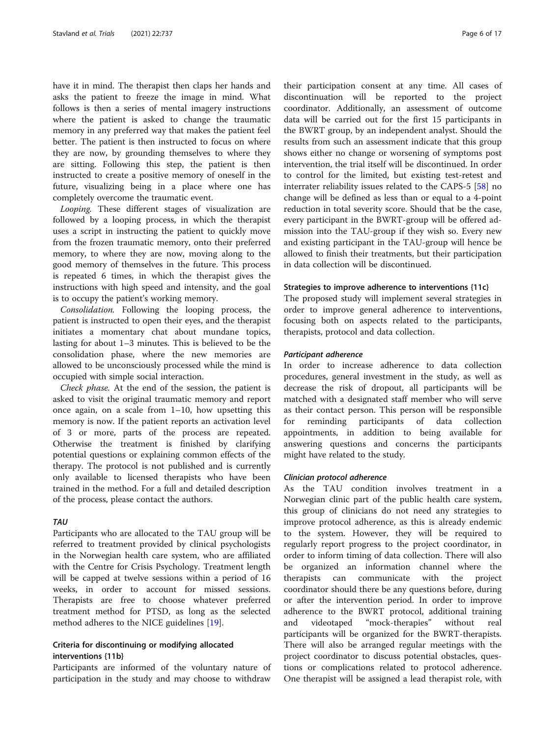have it in mind. The therapist then claps her hands and asks the patient to freeze the image in mind. What follows is then a series of mental imagery instructions where the patient is asked to change the traumatic memory in any preferred way that makes the patient feel better. The patient is then instructed to focus on where they are now, by grounding themselves to where they are sitting. Following this step, the patient is then instructed to create a positive memory of oneself in the future, visualizing being in a place where one has completely overcome the traumatic event.

*Looping.* These different stages of visualization are followed by a looping process, in which the therapist uses a script in instructing the patient to quickly move from the frozen traumatic memory, onto their preferred memory, to where they are now, moving along to the good memory of themselves in the future. This process is repeated 6 times, in which the therapist gives the instructions with high speed and intensity, and the goal is to occupy the patient's working memory.

*Consolidation.* Following the looping process, the patient is instructed to open their eyes, and the therapist initiates a momentary chat about mundane topics, lasting for about 1–3 minutes. This is believed to be the consolidation phase, where the new memories are allowed to be unconsciously processed while the mind is occupied with simple social interaction.

*Check phase.* At the end of the session, the patient is asked to visit the original traumatic memory and report once again, on a scale from 1–10, how upsetting this memory is now. If the patient reports an activation level of 3 or more, parts of the process are repeated. Otherwise the treatment is finished by clarifying potential questions or explaining common effects of the therapy. The protocol is not published and is currently only available to licensed therapists who have been trained in the method. For a full and detailed description of the process, please contact the authors.

#### *TAU*

Participants who are allocated to the TAU group will be referred to treatment provided by clinical psychologists in the Norwegian health care system, who are affiliated with the Centre for Crisis Psychology. Treatment length will be capped at twelve sessions within a period of 16 weeks, in order to account for missed sessions. Therapists are free to choose whatever preferred treatment method for PTSD, as long as the selected method adheres to the NICE guidelines [19].

### Criteria for discontinuing or modifying allocated interventions {11b}

Participants are informed of the voluntary nature of participation in the study and may choose to withdraw their participation consent at any time. All cases of discontinuation will be reported to the project coordinator. Additionally, an assessment of outcome data will be carried out for the first 15 participants in the BWRT group, by an independent analyst. Should the results from such an assessment indicate that this group shows either no change or worsening of symptoms post intervention, the trial itself will be discontinued. In order to control for the limited, but existing test-retest and interrater reliability issues related to the CAPS-5 [58] no change will be defined as less than or equal to a 4-point reduction in total severity score. Should that be the case, every participant in the BWRT-group will be offered admission into the TAU-group if they wish so. Every new and existing participant in the TAU-group will hence be allowed to finish their treatments, but their participation in data collection will be discontinued.

### Strategies to improve adherence to interventions {11c}

The proposed study will implement several strategies in order to improve general adherence to interventions, focusing both on aspects related to the participants, therapists, protocol and data collection.

#### *Participant adherence*

In order to increase adherence to data collection procedures, general investment in the study, as well as decrease the risk of dropout, all participants will be matched with a designated staff member who will serve as their contact person. This person will be responsible for reminding participants of data collection appointments, in addition to being available for answering questions and concerns the participants might have related to the study.

#### *Clinician protocol adherence*

As the TAU condition involves treatment in a Norwegian clinic part of the public health care system, this group of clinicians do not need any strategies to improve protocol adherence, as this is already endemic to the system. However, they will be required to regularly report progress to the project coordinator, in order to inform timing of data collection. There will also be organized an information channel where the therapists can communicate with the project coordinator should there be any questions before, during or after the intervention period. In order to improve adherence to the BWRT protocol, additional training and videotaped "mock-therapies" without real participants will be organized for the BWRT-therapists. There will also be arranged regular meetings with the project coordinator to discuss potential obstacles, questions or complications related to protocol adherence. One therapist will be assigned a lead therapist role, with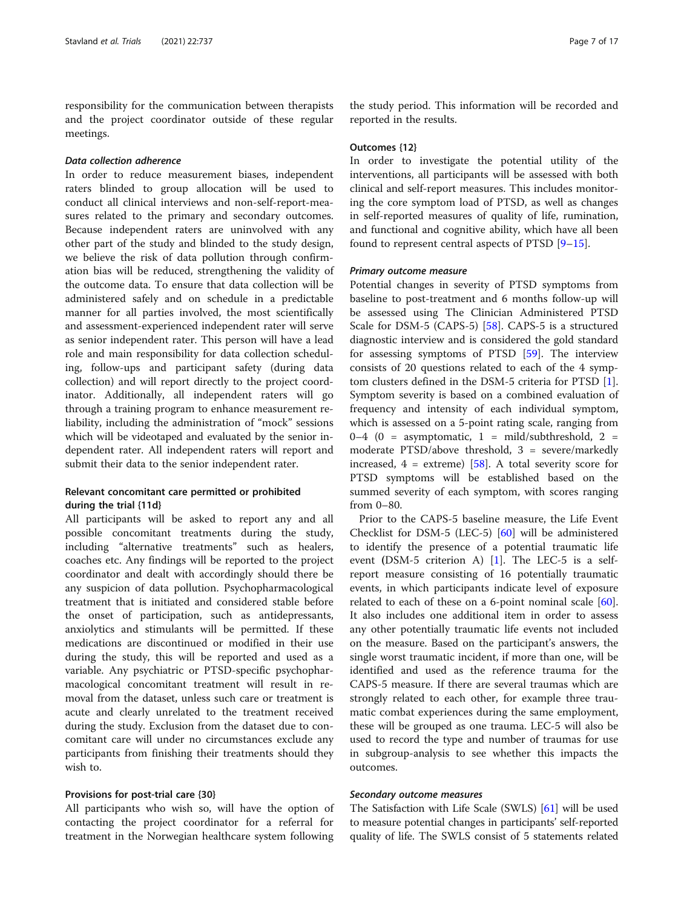responsibility for the communication between therapists and the project coordinator outside of these regular meetings.

#### *Data collection adherence*

In order to reduce measurement biases, independent raters blinded to group allocation will be used to conduct all clinical interviews and non-self-report-measures related to the primary and secondary outcomes. Because independent raters are uninvolved with any other part of the study and blinded to the study design, we believe the risk of data pollution through confirmation bias will be reduced, strengthening the validity of the outcome data. To ensure that data collection will be administered safely and on schedule in a predictable manner for all parties involved, the most scientifically and assessment-experienced independent rater will serve as senior independent rater. This person will have a lead role and main responsibility for data collection scheduling, follow-ups and participant safety (during data collection) and will report directly to the project coordinator. Additionally, all independent raters will go through a training program to enhance measurement reliability, including the administration of "mock" sessions which will be videotaped and evaluated by the senior independent rater. All independent raters will report and submit their data to the senior independent rater.

### Relevant concomitant care permitted or prohibited during the trial {11d}

All participants will be asked to report any and all possible concomitant treatments during the study, including "alternative treatments" such as healers, coaches etc. Any findings will be reported to the project coordinator and dealt with accordingly should there be any suspicion of data pollution. Psychopharmacological treatment that is initiated and considered stable before the onset of participation, such as antidepressants, anxiolytics and stimulants will be permitted. If these medications are discontinued or modified in their use during the study, this will be reported and used as a variable. Any psychiatric or PTSD-specific psychopharmacological concomitant treatment will result in removal from the dataset, unless such care or treatment is acute and clearly unrelated to the treatment received during the study. Exclusion from the dataset due to concomitant care will under no circumstances exclude any participants from finishing their treatments should they wish to.

### Provisions for post-trial care {30}

All participants who wish so, will have the option of contacting the project coordinator for a referral for treatment in the Norwegian healthcare system following the study period. This information will be recorded and reported in the results.

### Outcomes {12}

In order to investigate the potential utility of the interventions, all participants will be assessed with both clinical and self-report measures. This includes monitoring the core symptom load of PTSD, as well as changes in self-reported measures of quality of life, rumination, and functional and cognitive ability, which have all been found to represent central aspects of PTSD [9–15].

#### *Primary outcome measure*

Potential changes in severity of PTSD symptoms from baseline to post-treatment and 6 months follow-up will be assessed using The Clinician Administered PTSD Scale for DSM-5 (CAPS-5) [58]. CAPS-5 is a structured diagnostic interview and is considered the gold standard for assessing symptoms of PTSD [59]. The interview consists of 20 questions related to each of the 4 symptom clusters defined in the DSM-5 criteria for PTSD [1]. Symptom severity is based on a combined evaluation of frequency and intensity of each individual symptom, which is assessed on a 5-point rating scale, ranging from 0–4 (0 = asymptomatic, 1 = mild/subthreshold, 2 = moderate PTSD/above threshold, 3 = severe/markedly increased, 4 = extreme) [58]. A total severity score for PTSD symptoms will be established based on the summed severity of each symptom, with scores ranging from 0–80.

Prior to the CAPS-5 baseline measure, the Life Event Checklist for DSM-5 (LEC-5) [60] will be administered to identify the presence of a potential traumatic life event (DSM-5 criterion A) [1]. The LEC-5 is a self-report measure consisting of 16 potentially traumatic events, in which participants indicate level of exposure related to each of these on a 6-point nominal scale [60]. It also includes one additional item in order to assess any other potentially traumatic life events not included on the measure. Based on the participant's answers, the single worst traumatic incident, if more than one, will be identified and used as the reference trauma for the CAPS-5 measure. If there are several traumas which are strongly related to each other, for example three traumatic combat experiences during the same employment, these will be grouped as one trauma. LEC-5 will also be used to record the type and number of traumas for use in subgroup-analysis to see whether this impacts the outcomes.

#### *Secondary outcome measures*

The Satisfaction with Life Scale (SWLS) [61] will be used to measure potential changes in participants' self-reported quality of life. The SWLS consist of 5 statements related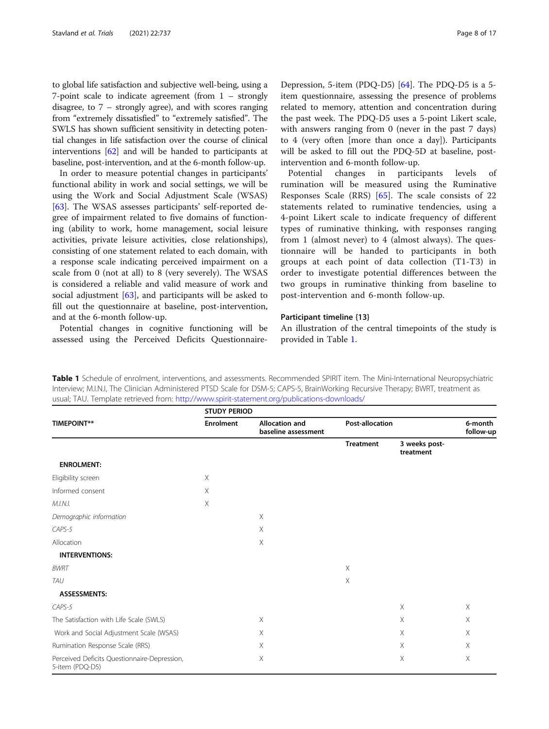to global life satisfaction and subjective well-being, using a 7-point scale to indicate agreement (from 1 – strongly disagree, to 7 – strongly agree), and with scores ranging from "extremely dissatisfied" to "extremely satisfied". The SWLS has shown sufficient sensitivity in detecting potential changes in life satisfaction over the course of clinical interventions [62] and will be handed to participants at baseline, post-intervention, and at the 6-month follow-up.

In order to measure potential changes in participants' functional ability in work and social settings, we will be using the Work and Social Adjustment Scale (WSAS) [63]. The WSAS assesses participants' self-reported degree of impairment related to five domains of functioning (ability to work, home management, social leisure activities, private leisure activities, close relationships), consisting of one statement related to each domain, with a response scale indicating perceived impairment on a scale from 0 (not at all) to 8 (very severely). The WSAS is considered a reliable and valid measure of work and social adjustment [63], and participants will be asked to fill out the questionnaire at baseline, post-intervention, and at the 6-month follow-up.

Potential changes in cognitive functioning will be assessed using the Perceived Deficits Questionnaire-Depression, 5-item (PDQ-D5) [64]. The PDQ-D5 is a 5-item questionnaire, assessing the presence of problems related to memory, attention and concentration during the past week. The PDQ-D5 uses a 5-point Likert scale, with answers ranging from 0 (never in the past 7 days) to 4 (very often [more than once a day]). Participants will be asked to fill out the PDQ-5D at baseline, post-intervention and 6-month follow-up.

Potential changes in participants levels of rumination will be measured using the Ruminative Responses Scale (RRS) [65]. The scale consists of 22 statements related to ruminative tendencies, using a 4-point Likert scale to indicate frequency of different types of ruminative thinking, with responses ranging from 1 (almost never) to 4 (almost always). The questionnaire will be handed to participants in both groups at each point of data collection (T1-T3) in order to investigate potential differences between the two groups in ruminative thinking from baseline to post-intervention and 6-month follow-up.

### Participant timeline {13}

An illustration of the central timepoints of the study is provided in Table 1.

**Table 1** Schedule of enrolment, interventions, and assessments. Recommended SPIRIT item. The Mini-International Neuropsychiatric Interview; M.I.N.I, The Clinician Administered PTSD Scale for DSM-5; CAPS-5, BrainWorking Recursive Therapy; BWRT, treatment as usual; TAU. Template retrieved from: http://www.spirit-statement.org/publications-downloads/

| | STUDY PERIOD | | | | |
|---|---|---|---|---|---|
| TIMEPOINT** | Enrolment | Allocation and baseline assessment | Post-allocation | | 6-month follow-up |
| | | | Treatment | 3 weeks post-treatment | |
| **ENROLMENT:** | | | | | |
| Eligibility screen | X | | | | |
| Informed consent | X | | | | |
| *M.I.N.I.* | X | | | | |
| *Demographic information* | | X | | | |
| *CAPS-5* | | X | | | |
| Allocation | | X | | | |
| **INTERVENTIONS:** | | | | | |
| *BWRT* | | | X | | |
| *TAU* | | | X | | |
| **ASSESSMENTS:** | | | | | |
| *CAPS-5* | | | | X | X |
| The Satisfaction with Life Scale (SWLS) | | X | | X | X |
| Work and Social Adjustment Scale (WSAS) | | X | | X | X |
| Rumination Response Scale (RRS) | | X | | X | X |
| Perceived Deficits Questionnaire-Depression, 5-item (PDQ-D5) | | X | | X | X |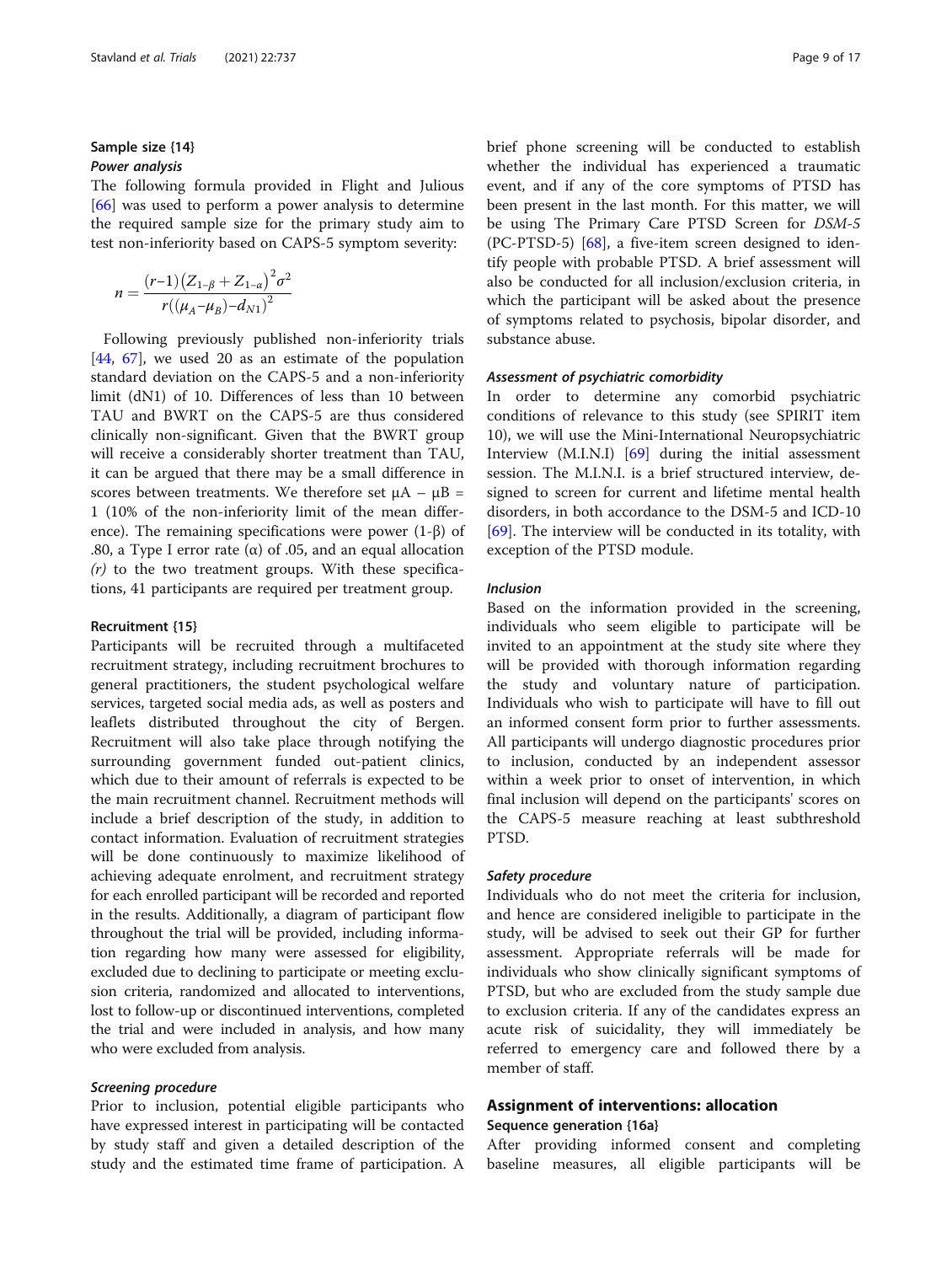### Sample size {14}

#### *Power analysis*

The following formula provided in Flight and Julious [66] was used to perform a power analysis to determine the required sample size for the primary study aim to test non-inferiority based on CAPS-5 symptom severity:

$$n = \frac{(r-1)\left(Z_{1-\beta} + Z_{1-\alpha}\right)^2 \sigma^2}{r\left((\mu_A - \mu_B) - d_{N1}\right)^2}$$

Following previously published non-inferiority trials [44, 67], we used 20 as an estimate of the population standard deviation on the CAPS-5 and a non-inferiority limit (dN1) of 10. Differences of less than 10 between TAU and BWRT on the CAPS-5 are thus considered clinically non-significant. Given that the BWRT group will receive a considerably shorter treatment than TAU, it can be argued that there may be a small difference in scores between treatments. We therefore set $\mu A - \mu B = 1$ (10% of the non-inferiority limit of the mean difference). The remaining specifications were power (1-β) of .80, a Type I error rate (α) of .05, and an equal allocation *(r)* to the two treatment groups. With these specifications, 41 participants are required per treatment group.

### Recruitment {15}

Participants will be recruited through a multifaceted recruitment strategy, including recruitment brochures to general practitioners, the student psychological welfare services, targeted social media ads, as well as posters and leaflets distributed throughout the city of Bergen. Recruitment will also take place through notifying the surrounding government funded out-patient clinics, which due to their amount of referrals is expected to be the main recruitment channel. Recruitment methods will include a brief description of the study, in addition to contact information. Evaluation of recruitment strategies will be done continuously to maximize likelihood of achieving adequate enrolment, and recruitment strategy for each enrolled participant will be recorded and reported in the results. Additionally, a diagram of participant flow throughout the trial will be provided, including information regarding how many were assessed for eligibility, excluded due to declining to participate or meeting exclusion criteria, randomized and allocated to interventions, lost to follow-up or discontinued interventions, completed the trial and were included in analysis, and how many who were excluded from analysis.

#### *Screening procedure*

Prior to inclusion, potential eligible participants who have expressed interest in participating will be contacted by study staff and given a detailed description of the study and the estimated time frame of participation. A brief phone screening will be conducted to establish whether the individual has experienced a traumatic event, and if any of the core symptoms of PTSD has been present in the last month. For this matter, we will be using The Primary Care PTSD Screen for *DSM-5* (PC-PTSD-5) [68], a five-item screen designed to identify people with probable PTSD. A brief assessment will also be conducted for all inclusion/exclusion criteria, in which the participant will be asked about the presence of symptoms related to psychosis, bipolar disorder, and substance abuse.

#### *Assessment of psychiatric comorbidity*

In order to determine any comorbid psychiatric conditions of relevance to this study (see SPIRIT item 10), we will use the Mini-International Neuropsychiatric Interview (M.I.N.I) [69] during the initial assessment session. The M.I.N.I. is a brief structured interview, designed to screen for current and lifetime mental health disorders, in both accordance to the DSM-5 and ICD-10 [69]. The interview will be conducted in its totality, with exception of the PTSD module.

#### *Inclusion*

Based on the information provided in the screening, individuals who seem eligible to participate will be invited to an appointment at the study site where they will be provided with thorough information regarding the study and voluntary nature of participation. Individuals who wish to participate will have to fill out an informed consent form prior to further assessments. All participants will undergo diagnostic procedures prior to inclusion, conducted by an independent assessor within a week prior to onset of intervention, in which final inclusion will depend on the participants' scores on the CAPS-5 measure reaching at least subthreshold PTSD.

#### *Safety procedure*

Individuals who do not meet the criteria for inclusion, and hence are considered ineligible to participate in the study, will be advised to seek out their GP for further assessment. Appropriate referrals will be made for individuals who show clinically significant symptoms of PTSD, but who are excluded from the study sample due to exclusion criteria. If any of the candidates express an acute risk of suicidality, they will immediately be referred to emergency care and followed there by a member of staff.

## Assignment of interventions: allocation

### Sequence generation {16a}

After providing informed consent and completing baseline measures, all eligible participants will be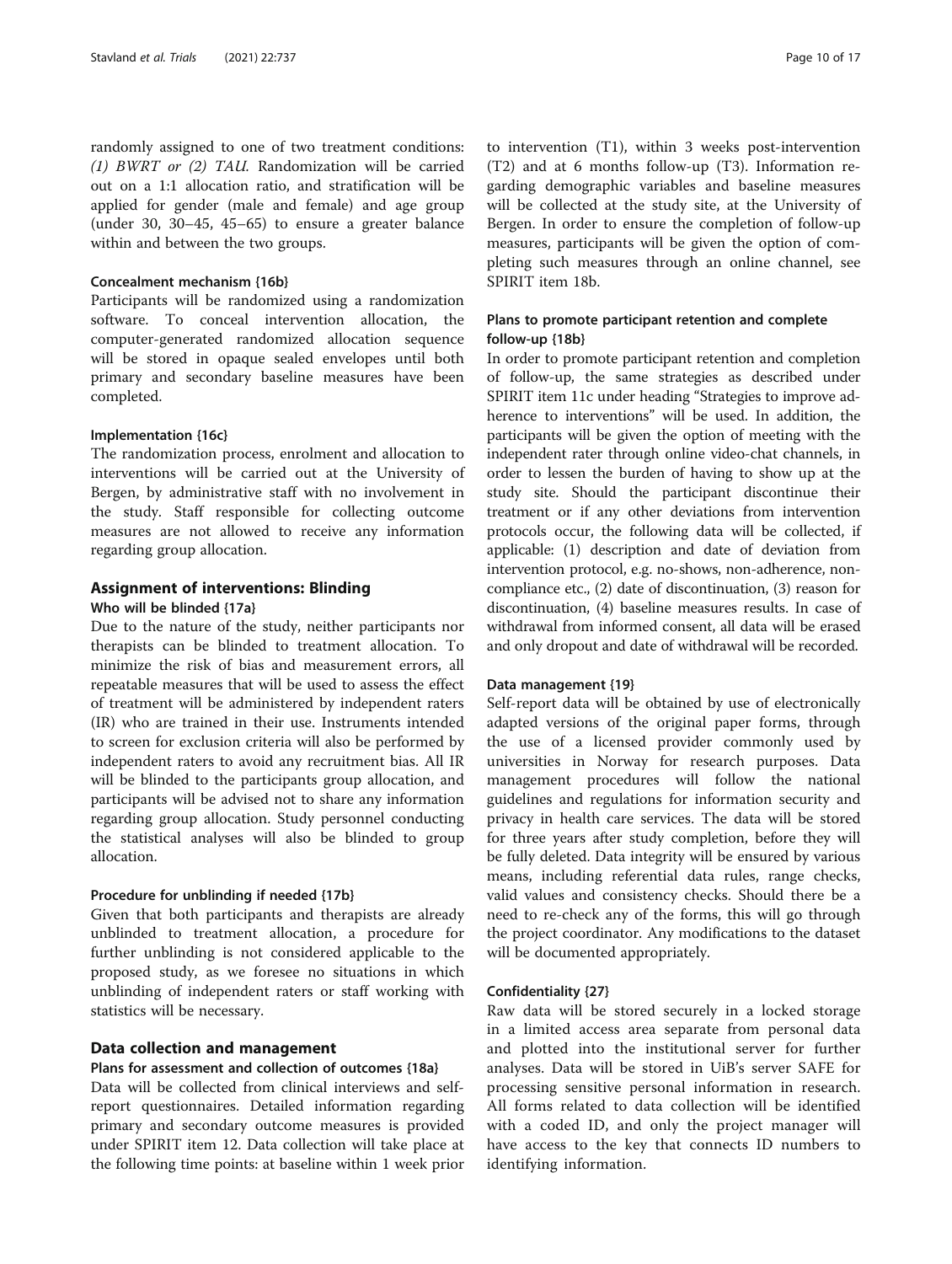randomly assigned to one of two treatment conditions: *(1) BWRT or (2) TAU*. Randomization will be carried out on a 1:1 allocation ratio, and stratification will be applied for gender (male and female) and age group (under 30, 30–45, 45–65) to ensure a greater balance within and between the two groups.

#### Concealment mechanism {16b}

Participants will be randomized using a randomization software. To conceal intervention allocation, the computer-generated randomized allocation sequence will be stored in opaque sealed envelopes until both primary and secondary baseline measures have been completed.

#### Implementation {16c}

The randomization process, enrolment and allocation to interventions will be carried out at the University of Bergen, by administrative staff with no involvement in the study. Staff responsible for collecting outcome measures are not allowed to receive any information regarding group allocation.

## Assignment of interventions: Blinding

#### Who will be blinded {17a}

Due to the nature of the study, neither participants nor therapists can be blinded to treatment allocation. To minimize the risk of bias and measurement errors, all repeatable measures that will be used to assess the effect of treatment will be administered by independent raters (IR) who are trained in their use. Instruments intended to screen for exclusion criteria will also be performed by independent raters to avoid any recruitment bias. All IR will be blinded to the participants group allocation, and participants will be advised not to share any information regarding group allocation. Study personnel conducting the statistical analyses will also be blinded to group allocation.

#### Procedure for unblinding if needed {17b}

Given that both participants and therapists are already unblinded to treatment allocation, a procedure for further unblinding is not considered applicable to the proposed study, as we foresee no situations in which unblinding of independent raters or staff working with statistics will be necessary.

## Data collection and management

#### Plans for assessment and collection of outcomes {18a}

Data will be collected from clinical interviews and self-report questionnaires. Detailed information regarding primary and secondary outcome measures is provided under SPIRIT item 12. Data collection will take place at the following time points: at baseline within 1 week prior to intervention (T1), within 3 weeks post-intervention (T2) and at 6 months follow-up (T3). Information regarding demographic variables and baseline measures will be collected at the study site, at the University of Bergen. In order to ensure the completion of follow-up measures, participants will be given the option of completing such measures through an online channel, see SPIRIT item 18b.

#### Plans to promote participant retention and complete follow-up {18b}

In order to promote participant retention and completion of follow-up, the same strategies as described under SPIRIT item 11c under heading "Strategies to improve adherence to interventions" will be used. In addition, the participants will be given the option of meeting with the independent rater through online video-chat channels, in order to lessen the burden of having to show up at the study site. Should the participant discontinue their treatment or if any other deviations from intervention protocols occur, the following data will be collected, if applicable: (1) description and date of deviation from intervention protocol, e.g. no-shows, non-adherence, non-compliance etc., (2) date of discontinuation, (3) reason for discontinuation, (4) baseline measures results. In case of withdrawal from informed consent, all data will be erased and only dropout and date of withdrawal will be recorded.

#### Data management {19}

Self-report data will be obtained by use of electronically adapted versions of the original paper forms, through the use of a licensed provider commonly used by universities in Norway for research purposes. Data management procedures will follow the national guidelines and regulations for information security and privacy in health care services. The data will be stored for three years after study completion, before they will be fully deleted. Data integrity will be ensured by various means, including referential data rules, range checks, valid values and consistency checks. Should there be a need to re-check any of the forms, this will go through the project coordinator. Any modifications to the dataset will be documented appropriately.

#### Confidentiality {27}

Raw data will be stored securely in a locked storage in a limited access area separate from personal data and plotted into the institutional server for further analyses. Data will be stored in UiB's server SAFE for processing sensitive personal information in research. All forms related to data collection will be identified with a coded ID, and only the project manager will have access to the key that connects ID numbers to identifying information.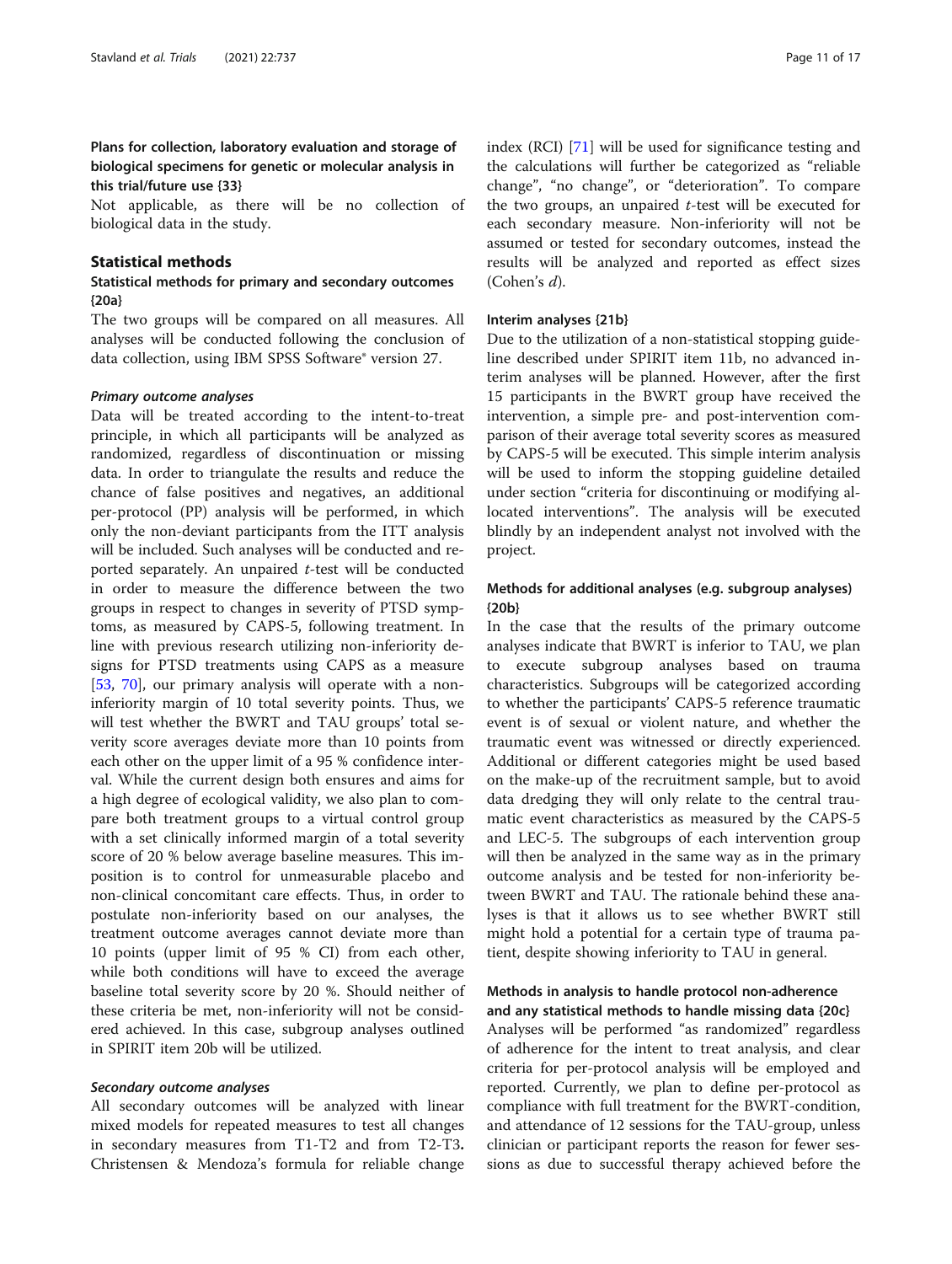### Plans for collection, laboratory evaluation and storage of biological specimens for genetic or molecular analysis in this trial/future use {33}

Not applicable, as there will be no collection of biological data in the study.

## Statistical methods

### Statistical methods for primary and secondary outcomes {20a}

The two groups will be compared on all measures. All analyses will be conducted following the conclusion of data collection, using IBM SPSS Software® version 27.

#### *Primary outcome analyses*

Data will be treated according to the intent-to-treat principle, in which all participants will be analyzed as randomized, regardless of discontinuation or missing data. In order to triangulate the results and reduce the chance of false positives and negatives, an additional per-protocol (PP) analysis will be performed, in which only the non-deviant participants from the ITT analysis will be included. Such analyses will be conducted and reported separately. An unpaired *t*-test will be conducted in order to measure the difference between the two groups in respect to changes in severity of PTSD symptoms, as measured by CAPS-5, following treatment. In line with previous research utilizing non-inferiority designs for PTSD treatments using CAPS as a measure [53, 70], our primary analysis will operate with a non-inferiority margin of 10 total severity points. Thus, we will test whether the BWRT and TAU groups' total severity score averages deviate more than 10 points from each other on the upper limit of a 95 % confidence interval. While the current design both ensures and aims for a high degree of ecological validity, we also plan to compare both treatment groups to a virtual control group with a set clinically informed margin of a total severity score of 20 % below average baseline measures. This imposition is to control for unmeasurable placebo and non-clinical concomitant care effects. Thus, in order to postulate non-inferiority based on our analyses, the treatment outcome averages cannot deviate more than 10 points (upper limit of 95 % CI) from each other, while both conditions will have to exceed the average baseline total severity score by 20 %. Should neither of these criteria be met, non-inferiority will not be considered achieved. In this case, subgroup analyses outlined in SPIRIT item 20b will be utilized.

#### *Secondary outcome analyses*

All secondary outcomes will be analyzed with linear mixed models for repeated measures to test all changes in secondary measures from T1-T2 and from T2-T3. Christensen & Mendoza's formula for reliable change index (RCI) [71] will be used for significance testing and the calculations will further be categorized as "reliable change", "no change", or "deterioration". To compare the two groups, an unpaired *t*-test will be executed for each secondary measure. Non-inferiority will not be assumed or tested for secondary outcomes, instead the results will be analyzed and reported as effect sizes (Cohen's *d*).

### Interim analyses {21b}

Due to the utilization of a non-statistical stopping guideline described under SPIRIT item 11b, no advanced interim analyses will be planned. However, after the first 15 participants in the BWRT group have received the intervention, a simple pre- and post-intervention comparison of their average total severity scores as measured by CAPS-5 will be executed. This simple interim analysis will be used to inform the stopping guideline detailed under section "criteria for discontinuing or modifying allocated interventions". The analysis will be executed blindly by an independent analyst not involved with the project.

### Methods for additional analyses (e.g. subgroup analyses) {20b}

In the case that the results of the primary outcome analyses indicate that BWRT is inferior to TAU, we plan to execute subgroup analyses based on trauma characteristics. Subgroups will be categorized according to whether the participants' CAPS-5 reference traumatic event is of sexual or violent nature, and whether the traumatic event was witnessed or directly experienced. Additional or different categories might be used based on the make-up of the recruitment sample, but to avoid data dredging they will only relate to the central traumatic event characteristics as measured by the CAPS-5 and LEC-5. The subgroups of each intervention group will then be analyzed in the same way as in the primary outcome analysis and be tested for non-inferiority between BWRT and TAU. The rationale behind these analyses is that it allows us to see whether BWRT still might hold a potential for a certain type of trauma patient, despite showing inferiority to TAU in general.

### Methods in analysis to handle protocol non-adherence and any statistical methods to handle missing data {20c}

Analyses will be performed "as randomized" regardless of adherence for the intent to treat analysis, and clear criteria for per-protocol analysis will be employed and reported. Currently, we plan to define per-protocol as compliance with full treatment for the BWRT-condition, and attendance of 12 sessions for the TAU-group, unless clinician or participant reports the reason for fewer sessions as due to successful therapy achieved before the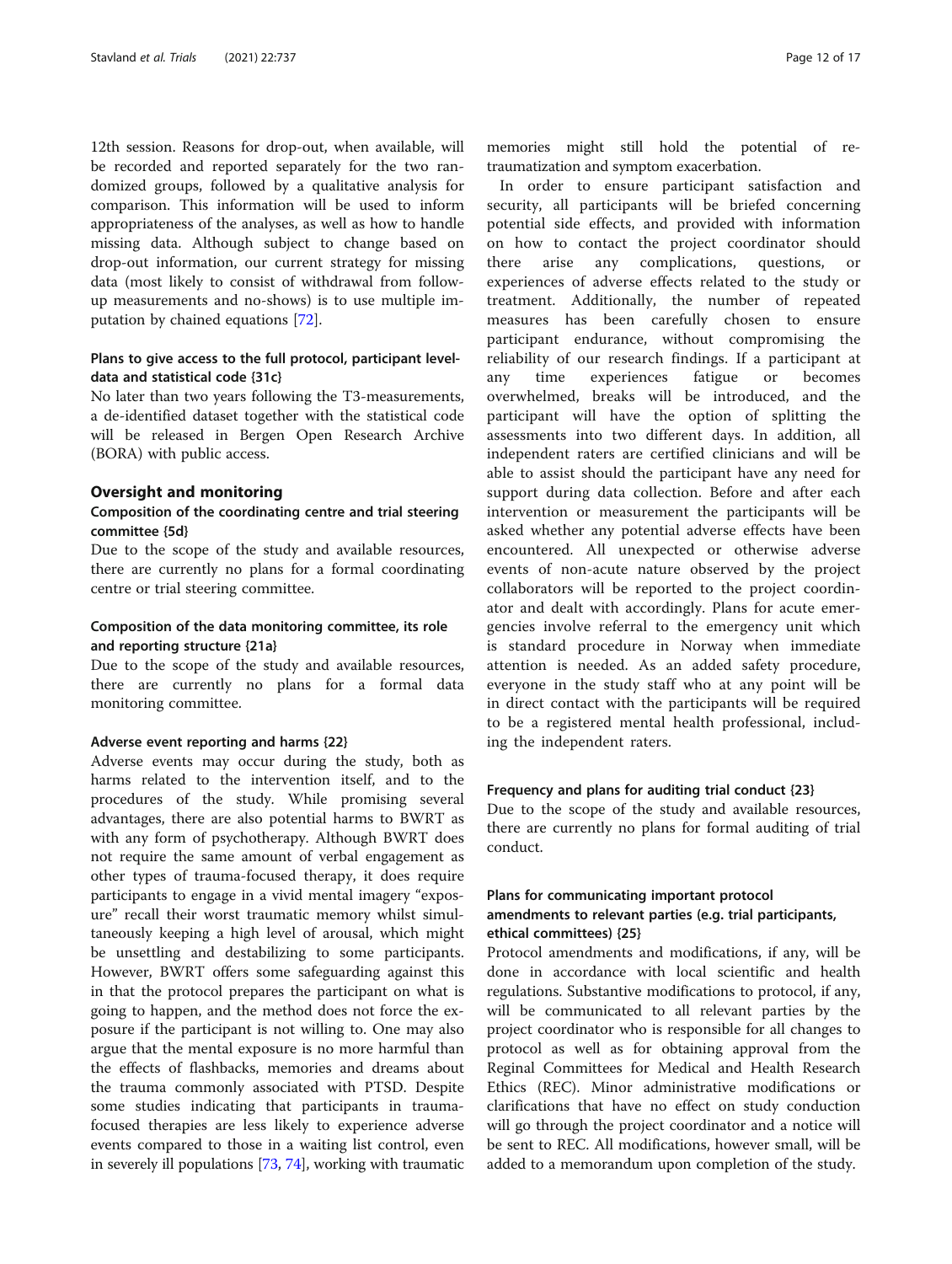12th session. Reasons for drop-out, when available, will be recorded and reported separately for the two randomized groups, followed by a qualitative analysis for comparison. This information will be used to inform appropriateness of the analyses, as well as how to handle missing data. Although subject to change based on drop-out information, our current strategy for missing data (most likely to consist of withdrawal from follow-up measurements and no-shows) is to use multiple imputation by chained equations [72].

### Plans to give access to the full protocol, participant level-data and statistical code {31c}

No later than two years following the T3-measurements, a de-identified dataset together with the statistical code will be released in Bergen Open Research Archive (BORA) with public access.

## Oversight and monitoring

### Composition of the coordinating centre and trial steering committee {5d}

Due to the scope of the study and available resources, there are currently no plans for a formal coordinating centre or trial steering committee.

### Composition of the data monitoring committee, its role and reporting structure {21a}

Due to the scope of the study and available resources, there are currently no plans for a formal data monitoring committee.

### Adverse event reporting and harms {22}

Adverse events may occur during the study, both as harms related to the intervention itself, and to the procedures of the study. While promising several advantages, there are also potential harms to BWRT as with any form of psychotherapy. Although BWRT does not require the same amount of verbal engagement as other types of trauma-focused therapy, it does require participants to engage in a vivid mental imagery "exposure" recall their worst traumatic memory whilst simultaneously keeping a high level of arousal, which might be unsettling and destabilizing to some participants. However, BWRT offers some safeguarding against this in that the protocol prepares the participant on what is going to happen, and the method does not force the exposure if the participant is not willing to. One may also argue that the mental exposure is no more harmful than the effects of flashbacks, memories and dreams about the trauma commonly associated with PTSD. Despite some studies indicating that participants in trauma-focused therapies are less likely to experience adverse events compared to those in a waiting list control, even in severely ill populations [73, 74], working with traumatic memories might still hold the potential of re-traumatization and symptom exacerbation.

In order to ensure participant satisfaction and security, all participants will be briefed concerning potential side effects, and provided with information on how to contact the project coordinator should there arise any complications, questions, or experiences of adverse effects related to the study or treatment. Additionally, the number of repeated measures has been carefully chosen to ensure participant endurance, without compromising the reliability of our research findings. If a participant at any time experiences fatigue or becomes overwhelmed, breaks will be introduced, and the participant will have the option of splitting the assessments into two different days. In addition, all independent raters are certified clinicians and will be able to assist should the participant have any need for support during data collection. Before and after each intervention or measurement the participants will be asked whether any potential adverse effects have been encountered. All unexpected or otherwise adverse events of non-acute nature observed by the project collaborators will be reported to the project coordinator and dealt with accordingly. Plans for acute emergencies involve referral to the emergency unit which is standard procedure in Norway when immediate attention is needed. As an added safety procedure, everyone in the study staff who at any point will be in direct contact with the participants will be required to be a registered mental health professional, including the independent raters.

### Frequency and plans for auditing trial conduct {23}

Due to the scope of the study and available resources, there are currently no plans for formal auditing of trial conduct.

### Plans for communicating important protocol amendments to relevant parties (e.g. trial participants, ethical committees) {25}

Protocol amendments and modifications, if any, will be done in accordance with local scientific and health regulations. Substantive modifications to protocol, if any, will be communicated to all relevant parties by the project coordinator who is responsible for all changes to protocol as well as for obtaining approval from the Regional Committees for Medical and Health Research Ethics (REC). Minor administrative modifications or clarifications that have no effect on study conduction will go through the project coordinator and a notice will be sent to REC. All modifications, however small, will be added to a memorandum upon completion of the study.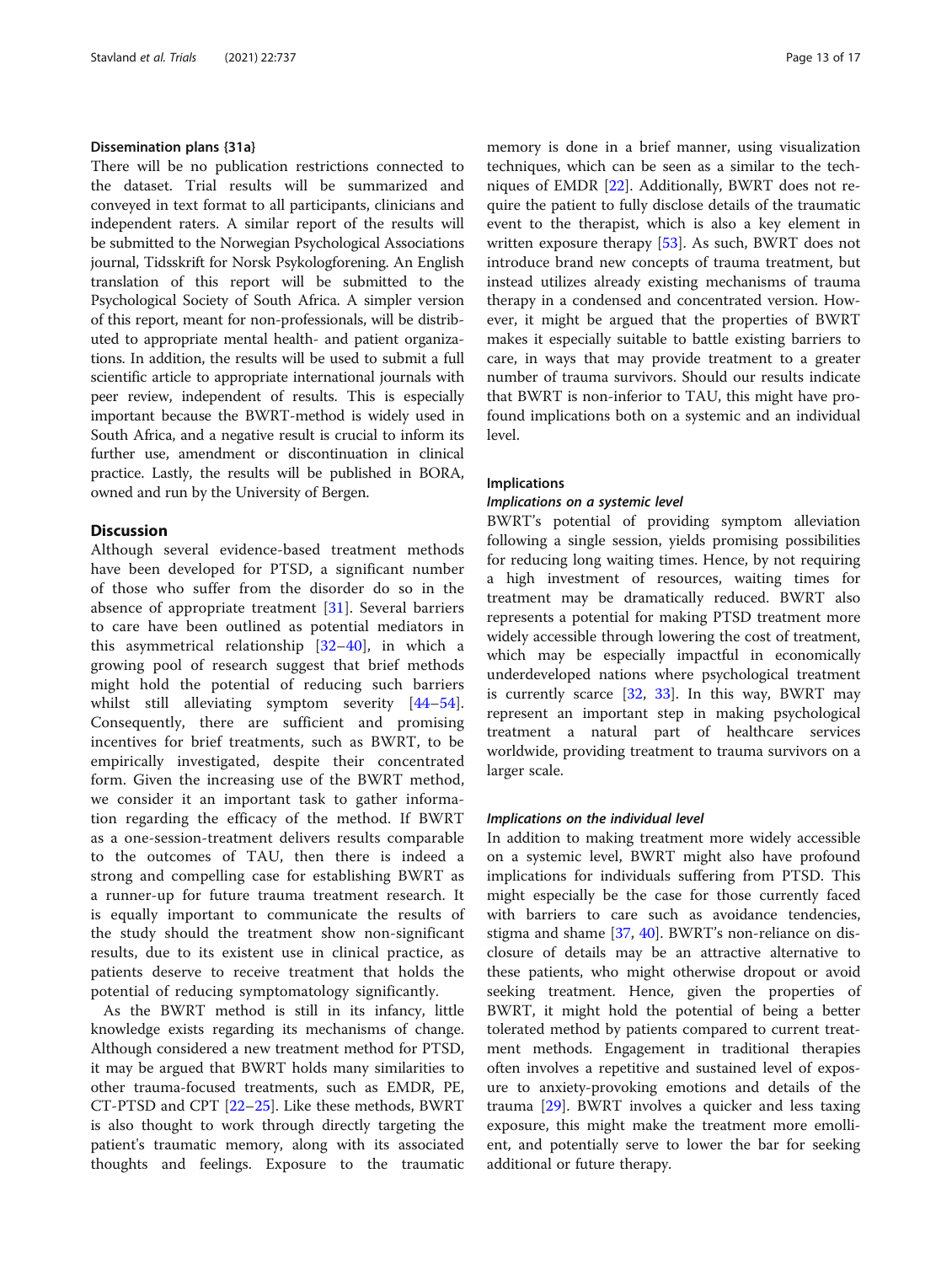### Dissemination plans {31a}

There will be no publication restrictions connected to the dataset. Trial results will be summarized and conveyed in text format to all participants, clinicians and independent raters. A similar report of the results will be submitted to the Norwegian Psychological Associations journal, Tidsskrift for Norsk Psykologforening. An English translation of this report will be submitted to the Psychological Society of South Africa. A simpler version of this report, meant for non-professionals, will be distributed to appropriate mental health- and patient organizations. In addition, the results will be used to submit a full scientific article to appropriate international journals with peer review, independent of results. This is especially important because the BWRT-method is widely used in South Africa, and a negative result is crucial to inform its further use, amendment or discontinuation in clinical practice. Lastly, the results will be published in BORA, owned and run by the University of Bergen.

## Discussion

Although several evidence-based treatment methods have been developed for PTSD, a significant number of those who suffer from the disorder do so in the absence of appropriate treatment [31]. Several barriers to care have been outlined as potential mediators in this asymmetrical relationship [32–40], in which a growing pool of research suggest that brief methods might hold the potential of reducing such barriers whilst still alleviating symptom severity [44–54]. Consequently, there are sufficient and promising incentives for brief treatments, such as BWRT, to be empirically investigated, despite their concentrated form. Given the increasing use of the BWRT method, we consider it an important task to gather information regarding the efficacy of the method. If BWRT as a one-session-treatment delivers results comparable to the outcomes of TAU, then there is indeed a strong and compelling case for establishing BWRT as a runner-up for future trauma treatment research. It is equally important to communicate the results of the study should the treatment show non-significant results, due to its existent use in clinical practice, as patients deserve to receive treatment that holds the potential of reducing symptomatology significantly.

As the BWRT method is still in its infancy, little knowledge exists regarding its mechanisms of change. Although considered a new treatment method for PTSD, it may be argued that BWRT holds many similarities to other trauma-focused treatments, such as EMDR, PE, CT-PTSD and CPT [22–25]. Like these methods, BWRT is also thought to work through directly targeting the patient's traumatic memory, along with its associated thoughts and feelings. Exposure to the traumatic memory is done in a brief manner, using visualization techniques, which can be seen as a similar to the techniques of EMDR [22]. Additionally, BWRT does not require the patient to fully disclose details of the traumatic event to the therapist, which is also a key element in written exposure therapy [53]. As such, BWRT does not introduce brand new concepts of trauma treatment, but instead utilizes already existing mechanisms of trauma therapy in a condensed and concentrated version. However, it might be argued that the properties of BWRT makes it especially suitable to battle existing barriers to care, in ways that may provide treatment to a greater number of trauma survivors. Should our results indicate that BWRT is non-inferior to TAU, this might have profound implications both on a systemic and an individual level.

### Implications

#### *Implications on a systemic level*

BWRT's potential of providing symptom alleviation following a single session, yields promising possibilities for reducing long waiting times. Hence, by not requiring a high investment of resources, waiting times for treatment may be dramatically reduced. BWRT also represents a potential for making PTSD treatment more widely accessible through lowering the cost of treatment, which may be especially impactful in economically underdeveloped nations where psychological treatment is currently scarce [32, 33]. In this way, BWRT may represent an important step in making psychological treatment a natural part of healthcare services worldwide, providing treatment to trauma survivors on a larger scale.

#### *Implications on the individual level*

In addition to making treatment more widely accessible on a systemic level, BWRT might also have profound implications for individuals suffering from PTSD. This might especially be the case for those currently faced with barriers to care such as avoidance tendencies, stigma and shame [37, 40]. BWRT's non-reliance on disclosure of details may be an attractive alternative to these patients, who might otherwise dropout or avoid seeking treatment. Hence, given the properties of BWRT, it might hold the potential of being a better tolerated method by patients compared to current treatment methods. Engagement in traditional therapies often involves a repetitive and sustained level of exposure to anxiety-provoking emotions and details of the trauma [29]. BWRT involves a quicker and less taxing exposure, this might make the treatment more emollient, and potentially serve to lower the bar for seeking additional or future therapy.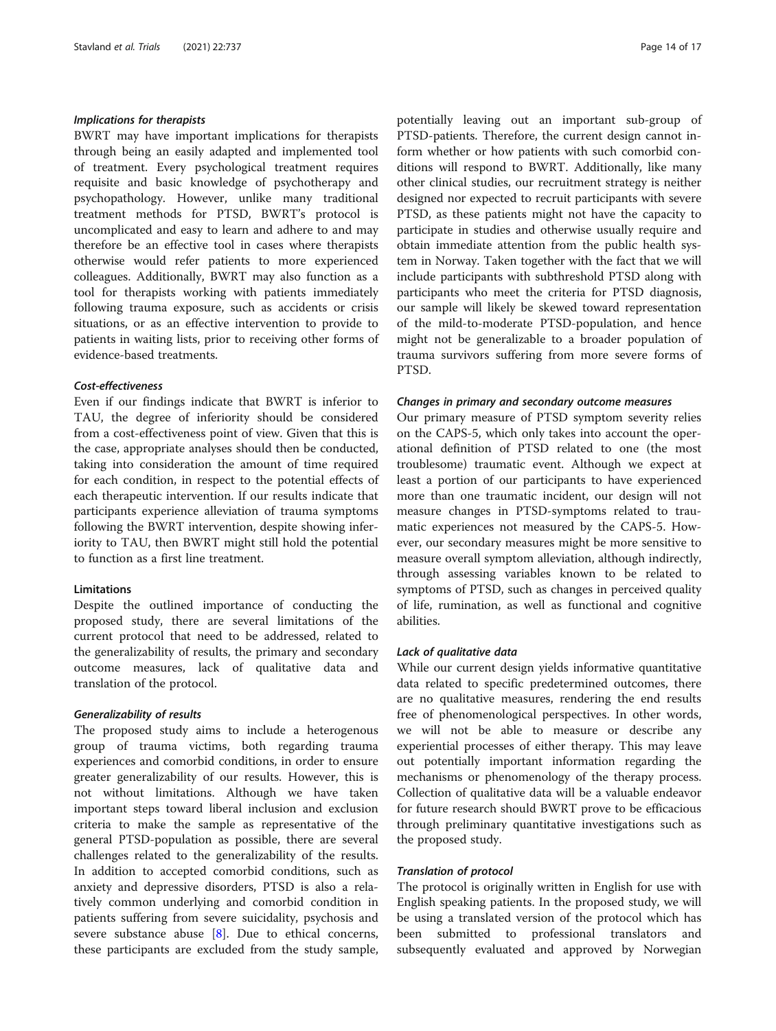#### *Implications for therapists*

BWRT may have important implications for therapists through being an easily adapted and implemented tool of treatment. Every psychological treatment requires requisite and basic knowledge of psychotherapy and psychopathology. However, unlike many traditional treatment methods for PTSD, BWRT's protocol is uncomplicated and easy to learn and adhere to and may therefore be an effective tool in cases where therapists otherwise would refer patients to more experienced colleagues. Additionally, BWRT may also function as a tool for therapists working with patients immediately following trauma exposure, such as accidents or crisis situations, or as an effective intervention to provide to patients in waiting lists, prior to receiving other forms of evidence-based treatments.

#### *Cost-effectiveness*

Even if our findings indicate that BWRT is inferior to TAU, the degree of inferiority should be considered from a cost-effectiveness point of view. Given that this is the case, appropriate analyses should then be conducted, taking into consideration the amount of time required for each condition, in respect to the potential effects of each therapeutic intervention. If our results indicate that participants experience alleviation of trauma symptoms following the BWRT intervention, despite showing inferiority to TAU, then BWRT might still hold the potential to function as a first line treatment.

### Limitations

Despite the outlined importance of conducting the proposed study, there are several limitations of the current protocol that need to be addressed, related to the generalizability of results, the primary and secondary outcome measures, lack of qualitative data and translation of the protocol.

#### *Generalizability of results*

The proposed study aims to include a heterogenous group of trauma victims, both regarding trauma experiences and comorbid conditions, in order to ensure greater generalizability of our results. However, this is not without limitations. Although we have taken important steps toward liberal inclusion and exclusion criteria to make the sample as representative of the general PTSD-population as possible, there are several challenges related to the generalizability of the results. In addition to accepted comorbid conditions, such as anxiety and depressive disorders, PTSD is also a relatively common underlying and comorbid condition in patients suffering from severe suicidality, psychosis and severe substance abuse [8]. Due to ethical concerns, these participants are excluded from the study sample, potentially leaving out an important sub-group of PTSD-patients. Therefore, the current design cannot inform whether or how patients with such comorbid conditions will respond to BWRT. Additionally, like many other clinical studies, our recruitment strategy is neither designed nor expected to recruit participants with severe PTSD, as these patients might not have the capacity to participate in studies and otherwise usually require and obtain immediate attention from the public health system in Norway. Taken together with the fact that we will include participants with subthreshold PTSD along with participants who meet the criteria for PTSD diagnosis, our sample will likely be skewed toward representation of the mild-to-moderate PTSD-population, and hence might not be generalizable to a broader population of trauma survivors suffering from more severe forms of PTSD.

#### *Changes in primary and secondary outcome measures*

Our primary measure of PTSD symptom severity relies on the CAPS-5, which only takes into account the operational definition of PTSD related to one (the most troublesome) traumatic event. Although we expect at least a portion of our participants to have experienced more than one traumatic incident, our design will not measure changes in PTSD-symptoms related to traumatic experiences not measured by the CAPS-5. However, our secondary measures might be more sensitive to measure overall symptom alleviation, although indirectly, through assessing variables known to be related to symptoms of PTSD, such as changes in perceived quality of life, rumination, as well as functional and cognitive abilities.

#### *Lack of qualitative data*

While our current design yields informative quantitative data related to specific predetermined outcomes, there are no qualitative measures, rendering the end results free of phenomenological perspectives. In other words, we will not be able to measure or describe any experiential processes of either therapy. This may leave out potentially important information regarding the mechanisms or phenomenology of the therapy process. Collection of qualitative data will be a valuable endeavor for future research should BWRT prove to be efficacious through preliminary quantitative investigations such as the proposed study.

#### *Translation of protocol*

The protocol is originally written in English for use with English speaking patients. In the proposed study, we will be using a translated version of the protocol which has been submitted to professional translators and subsequently evaluated and approved by Norwegian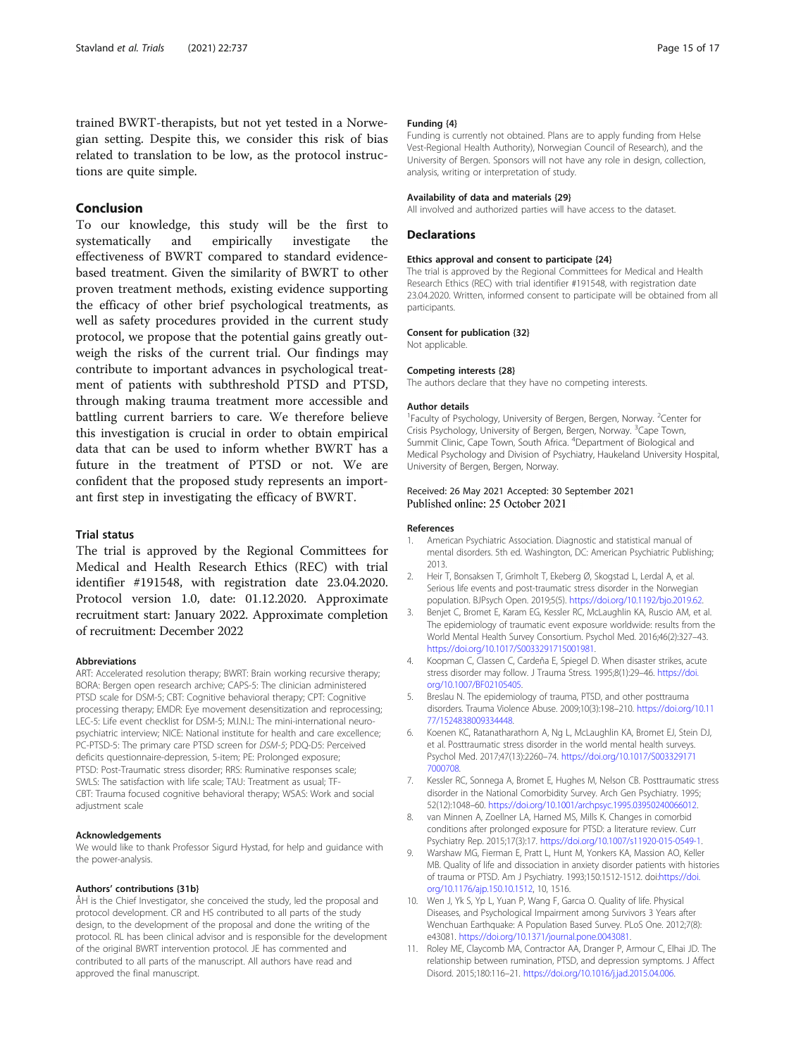trained BWRT-therapists, but not yet tested in a Norwegian setting. Despite this, we consider this risk of bias related to translation to be low, as the protocol instructions are quite simple.

## Conclusion

To our knowledge, this study will be the first to systematically and empirically investigate the effectiveness of BWRT compared to standard evidence-based treatment. Given the similarity of BWRT to other proven treatment methods, existing evidence supporting the efficacy of other brief psychological treatments, as well as safety procedures provided in the current study protocol, we propose that the potential gains greatly outweigh the risks of the current trial. Our findings may contribute to important advances in psychological treatment of patients with subthreshold PTSD and PTSD, through making trauma treatment more accessible and battling current barriers to care. We therefore believe this investigation is crucial in order to obtain empirical data that can be used to inform whether BWRT has a future in the treatment of PTSD or not. We are confident that the proposed study represents an important first step in investigating the efficacy of BWRT.

### Trial status

The trial is approved by the Regional Committees for Medical and Health Research Ethics (REC) with trial identifier #191548, with registration date 23.04.2020. Protocol version 1.0, date: 01.12.2020. Approximate recruitment start: January 2022. Approximate completion of recruitment: December 2022

#### Abbreviations

ART: Accelerated resolution therapy; BWRT: Brain working recursive therapy; BORA: Bergen open research archive; CAPS-5: The clinician administered PTSD scale for DSM-5; CBT: Cognitive behavioral therapy; CPT: Cognitive processing therapy; EMDR: Eye movement desensitization and reprocessing; LEC-5: Life event checklist for DSM-5; M.I.N.I.: The mini-international neuropsychiatric interview; NICE: National institute for health and care excellence; PC-PTSD-5: The primary care PTSD screen for *DSM-5*; PDQ-D5: Perceived deficits questionnaire-depression, 5-item; PE: Prolonged exposure; PTSD: Post-Traumatic stress disorder; RRS: Ruminative responses scale; SWLS: The satisfaction with life scale; TAU: Treatment as usual; TF-CBT: Trauma focused cognitive behavioral therapy; WSAS: Work and social adjustment scale

#### Acknowledgements

We would like to thank Professor Sigurd Hystad, for help and guidance with the power-analysis.

#### Authors' contributions {31b}

ÅH is the Chief Investigator, she conceived the study, led the proposal and protocol development. CR and HS contributed to all parts of the study design, to the development of the proposal and done the writing of the protocol. RL has been clinical advisor and is responsible for the development of the original BWRT intervention protocol. JE has commented and contributed to all parts of the manuscript. All authors have read and approved the final manuscript.

#### Funding {4}

Funding is currently not obtained. Plans are to apply funding from Helse Vest-Regional Health Authority), Norwegian Council of Research), and the University of Bergen. Sponsors will not have any role in design, collection, analysis, writing or interpretation of study.

#### Availability of data and materials {29}

All involved and authorized parties will have access to the dataset.

### Declarations

#### Ethics approval and consent to participate {24}

The trial is approved by the Regional Committees for Medical and Health Research Ethics (REC) with trial identifier #191548, with registration date 23.04.2020. Written, informed consent to participate will be obtained from all participants.

#### Consent for publication {32}

Not applicable.

#### Competing interests {28}

The authors declare that they have no competing interests.

#### Author details

[1]Faculty of Psychology, University of Bergen, Bergen, Norway. [2]Center for Crisis Psychology, University of Bergen, Bergen, Norway. [3]Cape Town, Summit Clinic, Cape Town, South Africa. [4]Department of Biological and Medical Psychology and Division of Psychiatry, Haukeland University Hospital, University of Bergen, Bergen, Norway.

Received: 26 May 2021 Accepted: 30 September 2021
Published online: 25 October 2021

#### References

1. American Psychiatric Association. Diagnostic and statistical manual of mental disorders. 5th ed. Washington, DC: American Psychiatric Publishing; 2013.
2. Heir T, Bonsaksen T, Grimholt T, Ekeberg Ø, Skogstad L, Lerdal A, et al. Serious life events and post-traumatic stress disorder in the Norwegian population. BJPsych Open. 2019;5(5). https://doi.org/10.1192/bjo.2019.62.
3. Benjet C, Bromet E, Karam EG, Kessler RC, McLaughlin KA, Ruscio AM, et al. The epidemiology of traumatic event exposure worldwide: results from the World Mental Health Survey Consortium. Psychol Med. 2016;46(2):327–43. https://doi.org/10.1017/S0033291715001981.
4. Koopman C, Classen C, Cardeña E, Spiegel D. When disaster strikes, acute stress disorder may follow. J Trauma Stress. 1995;8(1):29–46. https://doi.org/10.1007/BF02105405.
5. Breslau N. The epidemiology of trauma, PTSD, and other posttrauma disorders. Trauma Violence Abuse. 2009;10(3):198–210. https://doi.org/10.1177/1524838009334448.
6. Koenen KC, Ratanatharathorn A, Ng L, McLaughlin KA, Bromet EJ, Stein DJ, et al. Posttraumatic stress disorder in the world mental health surveys. Psychol Med. 2017;47(13):2260–74. https://doi.org/10.1017/S0033291717000708.
7. Kessler RC, Sonnega A, Bromet E, Hughes M, Nelson CB. Posttraumatic stress disorder in the National Comorbidity Survey. Arch Gen Psychiatry. 1995;52(12):1048–60. https://doi.org/10.1001/archpsyc.1995.03950240066012.
8. van Minnen A, Zoellner LA, Harned MS, Mills K. Changes in comorbid conditions after prolonged exposure for PTSD: a literature review. Curr Psychiatry Rep. 2015;17(3):17. https://doi.org/10.1007/s11920-015-0549-1.
9. Warshaw MG, Fierman E, Pratt L, Hunt M, Yonkers KA, Massion AO, Keller MB. Quality of life and dissociation in anxiety disorder patients with histories of trauma or PTSD. Am J Psychiatry. 1993;150:1512-1512. doi:https://doi.org/10.1176/ajp.150.10.1512, 10, 1516.
10. Wen J, Yk S, Yp L, Yuan P, Wang F, Garcia O. Quality of life. Physical Diseases, and Psychological Impairment among Survivors 3 Years after Wenchuan Earthquake: A Population Based Survey. PLoS One. 2012;7(8): e43081. https://doi.org/10.1371/journal.pone.0043081.
11. Roley ME, Claycomb MA, Contractor AA, Dranger P, Armour C, Elhai JD. The relationship between rumination, PTSD, and depression symptoms. J Affect Disord. 2015;180:116–21. https://doi.org/10.1016/j.jad.2015.04.006.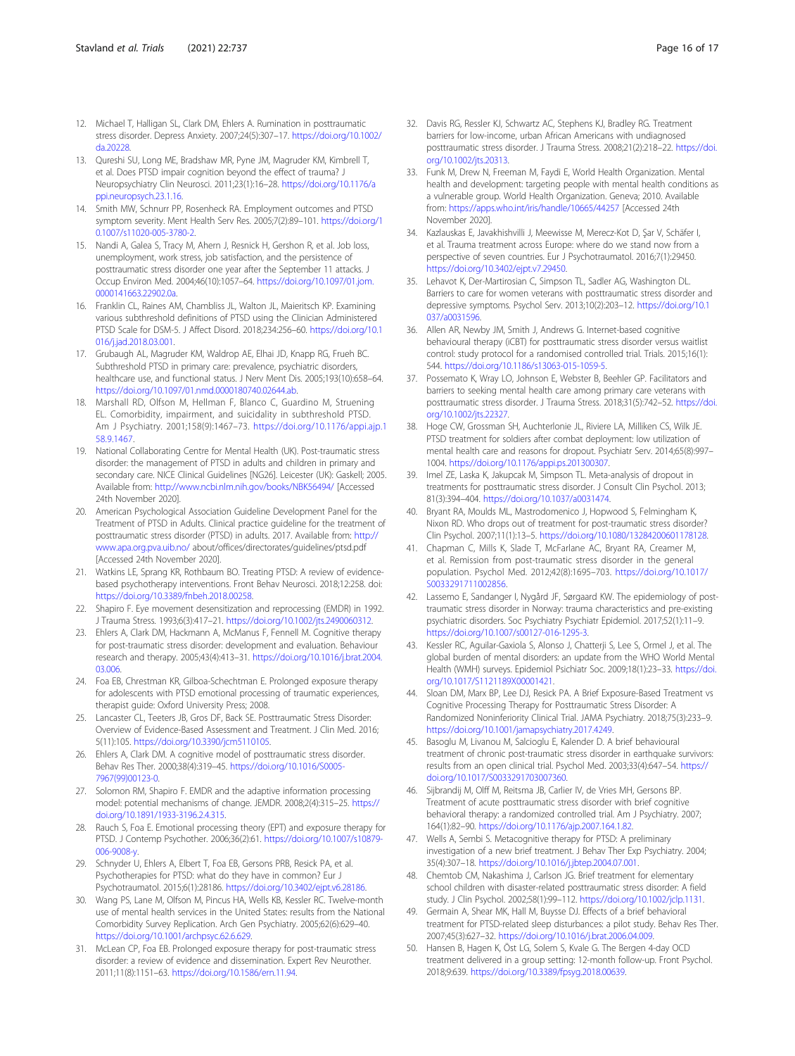12. Michael T, Halligan SL, Clark DM, Ehlers A. Rumination in posttraumatic stress disorder. Depress Anxiety. 2007;24(5):307–17. https://doi.org/10.1002/da.20228.
13. Qureshi SU, Long ME, Bradshaw MR, Pyne JM, Magruder KM, Kimbrell T, et al. Does PTSD impair cognition beyond the effect of trauma? J Neuropsychiatry Clin Neurosci. 2011;23(1):16–28. https://doi.org/10.1176/appi.neuropsych.23.1.16.
14. Smith MW, Schnurr PP, Rosenheck RA. Employment outcomes and PTSD symptom severity. Ment Health Serv Res. 2005;7(2):89–101. https://doi.org/10.1007/s11020-005-3780-2.
15. Nandi A, Galea S, Tracy M, Ahern J, Resnick H, Gershon R, et al. Job loss, unemployment, work stress, job satisfaction, and the persistence of posttraumatic stress disorder one year after the September 11 attacks. J Occup Environ Med. 2004;46(10):1057–64. https://doi.org/10.1097/01.jom.0000141663.22902.0a.
16. Franklin CL, Raines AM, Chambliss JL, Walton JL, Maieritsch KP. Examining various subthreshold definitions of PTSD using the Clinician Administered PTSD Scale for DSM-5. J Affect Disord. 2018;234:256–60. https://doi.org/10.1016/j.jad.2018.03.001.
17. Grubaugh AL, Magruder KM, Waldrop AE, Elhai JD, Knapp RG, Frueh BC. Subthreshold PTSD in primary care: prevalence, psychiatric disorders, healthcare use, and functional status. J Nerv Ment Dis. 2005;193(10):658–64. https://doi.org/10.1097/01.nmd.0000180740.02644.ab.
18. Marshall RD, Olfson M, Hellman F, Blanco C, Guardino M, Struening EL. Comorbidity, impairment, and suicidality in subthreshold PTSD. Am J Psychiatry. 2001;158(9):1467–73. https://doi.org/10.1176/appi.ajp.158.9.1467.
19. National Collaborating Centre for Mental Health (UK). Post-traumatic stress disorder: the management of PTSD in adults and children in primary and secondary care. NICE Clinical Guidelines [NG26]. Leicester (UK): Gaskell; 2005. Available from: http://www.ncbi.nlm.nih.gov/books/NBK56494/ [Accessed 24th November 2020].
20. American Psychological Association Guideline Development Panel for the Treatment of PTSD in Adults. Clinical practice guideline for the treatment of posttraumatic stress disorder (PTSD) in adults. 2017. Available from: http://www.apa.org.pva.uib.no/ about/offices/directorates/guidelines/ptsd.pdf [Accessed 24th November 2020].
21. Watkins LE, Sprang KR, Rothbaum BO. Treating PTSD: A review of evidence-based psychotherapy interventions. Front Behav Neurosci. 2018;12:258. doi: https://doi.org/10.3389/fnbeh.2018.00258.
22. Shapiro F. Eye movement desensitization and reprocessing (EMDR) in 1992. J Trauma Stress. 1993;6(3):417–21. https://doi.org/10.1002/jts.2490060312.
23. Ehlers A, Clark DM, Hackmann A, McManus F, Fennell M. Cognitive therapy for post-traumatic stress disorder: development and evaluation. Behaviour research and therapy. 2005;43(4):413–31. https://doi.org/10.1016/j.brat.2004.03.006.
24. Foa EB, Chrestman KR, Gilboa-Schechtman E. Prolonged exposure therapy for adolescents with PTSD emotional processing of traumatic experiences, therapist guide: Oxford University Press; 2008.
25. Lancaster CL, Teeters JB, Gros DF, Back SE. Posttraumatic Stress Disorder: Overview of Evidence-Based Assessment and Treatment. J Clin Med. 2016; 5(11):105. https://doi.org/10.3390/jcm5110105.
26. Ehlers A, Clark DM. A cognitive model of posttraumatic stress disorder. Behav Res Ther. 2000;38(4):319–45. https://doi.org/10.1016/S0005-7967(99)00123-0.
27. Solomon RM, Shapiro F. EMDR and the adaptive information processing model: potential mechanisms of change. JEMDR. 2008;2(4):315–25. https://doi.org/10.1891/1933-3196.2.4.315.
28. Rauch S, Foa E. Emotional processing theory (EPT) and exposure therapy for PTSD. J Contemp Psychother. 2006;36(2):61. https://doi.org/10.1007/s10879-006-9008-y.
29. Schnyder U, Ehlers A, Elbert T, Foa EB, Gersons PRB, Resick PA, et al. Psychotherapies for PTSD: what do they have in common? Eur J Psychotraumatol. 2015;6(1):28186. https://doi.org/10.3402/ejpt.v6.28186.
30. Wang PS, Lane M, Olfson M, Pincus HA, Wells KB, Kessler RC. Twelve-month use of mental health services in the United States: results from the National Comorbidity Survey Replication. Arch Gen Psychiatry. 2005;62(6):629–40. https://doi.org/10.1001/archpsyc.62.6.629.
31. McLean CP, Foa EB. Prolonged exposure therapy for post-traumatic stress disorder: a review of evidence and dissemination. Expert Rev Neurother. 2011;11(8):1151–63. https://doi.org/10.1586/ern.11.94.
32. Davis RG, Ressler KJ, Schwartz AC, Stephens KJ, Bradley RG. Treatment barriers for low-income, urban African Americans with undiagnosed posttraumatic stress disorder. J Trauma Stress. 2008;21(2):218–22. https://doi.org/10.1002/jts.20313.
33. Funk M, Drew N, Freeman M, Faydi E, World Health Organization. Mental health and development: targeting people with mental health conditions as a vulnerable group. World Health Organization. Geneva; 2010. Available from: https://apps.who.int/iris/handle/10665/44257 [Accessed 24th November 2020].
34. Kazlauskas E, Javakhishvilli J, Meewisse M, Merecz-Kot D, Şar V, Schäfer I, et al. Trauma treatment across Europe: where do we stand now from a perspective of seven countries. Eur J Psychotraumatol. 2016;7(1):29450. https://doi.org/10.3402/ejpt.v7.29450.
35. Lehavot K, Der-Martirosian C, Simpson TL, Sadler AG, Washington DL. Barriers to care for women veterans with posttraumatic stress disorder and depressive symptoms. Psychol Serv. 2013;10(2):203–12. https://doi.org/10.1037/a0031596.
36. Allen AR, Newby JM, Smith J, Andrews G. Internet-based cognitive behavioural therapy (iCBT) for posttraumatic stress disorder versus waitlist control: study protocol for a randomised controlled trial. Trials. 2015;16(1):544. https://doi.org/10.1186/s13063-015-1059-5.
37. Possemato K, Wray LO, Johnson E, Webster B, Beehler GP. Facilitators and barriers to seeking mental health care among primary care veterans with posttraumatic stress disorder. J Trauma Stress. 2018;31(5):742–52. https://doi.org/10.1002/jts.22327.
38. Hoge CW, Grossman SH, Auchterlonie JL, Riviere LA, Milliken CS, Wilk JE. PTSD treatment for soldiers after combat deployment: low utilization of mental health care and reasons for dropout. Psychiatr Serv. 2014;65(8):997–1004. https://doi.org/10.1176/appi.ps.201300307.
39. Imel ZE, Laska K, Jakupcak M, Simpson TL. Meta-analysis of dropout in treatments for posttraumatic stress disorder. J Consult Clin Psychol. 2013; 81(3):394–404. https://doi.org/10.1037/a0031474.
40. Bryant RA, Moulds ML, Mastrodomenico J, Hopwood S, Felmingham K, Nixon RD. Who drops out of treatment for post-traumatic stress disorder? Clin Psychol. 2007;11(1):13–5. https://doi.org/10.1080/13284200601178128.
41. Chapman C, Mills K, Slade T, McFarlane AC, Bryant RA, Creamer M, et al. Remission from post-traumatic stress disorder in the general population. Psychol Med. 2012;42(8):1695–703. https://doi.org/10.1017/S0033291711002856.
42. Lassemo E, Sandanger I, Nygård JF, Sørgaard KW. The epidemiology of post-traumatic stress disorder in Norway: trauma characteristics and pre-existing psychiatric disorders. Soc Psychiatry Psychiatr Epidemiol. 2017;52(1):11–9. https://doi.org/10.1007/s00127-016-1295-3.
43. Kessler RC, Aguilar-Gaxiola S, Alonso J, Chatterji S, Lee S, Ormel J, et al. The global burden of mental disorders: an update from the WHO World Mental Health (WMH) surveys. Epidemiol Psichiatr Soc. 2009;18(1):23–33. https://doi.org/10.1017/S1121189X00001421.
44. Sloan DM, Marx BP, Lee DJ, Resick PA. A Brief Exposure-Based Treatment vs Cognitive Processing Therapy for Posttraumatic Stress Disorder: A Randomized Noninferiority Clinical Trial. JAMA Psychiatry. 2018;75(3):233–9. https://doi.org/10.1001/jamapsychiatry.2017.4249.
45. Basoglu M, Livanou M, Salcioglu E, Kalender D. A brief behavioural treatment of chronic post-traumatic stress disorder in earthquake survivors: results from an open clinical trial. Psychol Med. 2003;33(4):647–54. https://doi.org/10.1017/S0033291703007360.
46. Sijbrandij M, Olff M, Reitsma JB, Carlier IV, de Vries MH, Gersons BP. Treatment of acute posttraumatic stress disorder with brief cognitive behavioral therapy: a randomized controlled trial. Am J Psychiatry. 2007; 164(1):82–90. https://doi.org/10.1176/ajp.2007.164.1.82.
47. Wells A, Sembi S. Metacognitive therapy for PTSD: A preliminary investigation of a new brief treatment. J Behav Ther Exp Psychiatry. 2004; 35(4):307–18. https://doi.org/10.1016/j.jbtep.2004.07.001.
48. Chemtob CM, Nakashima J, Carlson JG. Brief treatment for elementary school children with disaster-related posttraumatic stress disorder: A field study. J Clin Psychol. 2002;58(1):99–112. https://doi.org/10.1002/jclp.1131.
49. Germain A, Shear MK, Hall M, Buysse DJ. Effects of a brief behavioral treatment for PTSD-related sleep disturbances: a pilot study. Behav Res Ther. 2007;45(3):627–32. https://doi.org/10.1016/j.brat.2006.04.009.
50. Hansen B, Hagen K, Öst LG, Solem S, Kvale G. The Bergen 4-day OCD treatment delivered in a group setting: 12-month follow-up. Front Psychol. 2018;9:639. https://doi.org/10.3389/fpsyg.2018.00639.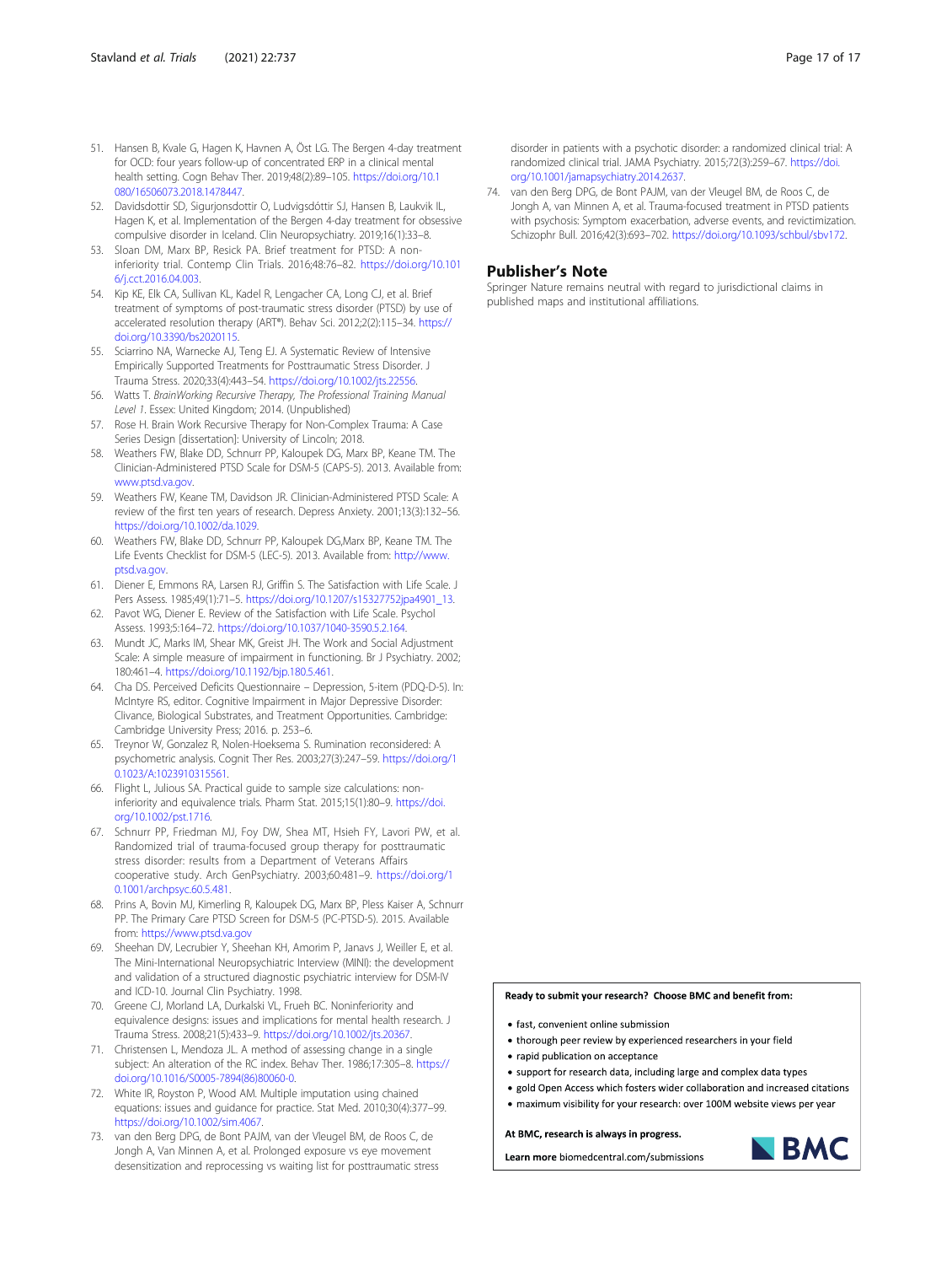51. Hansen B, Kvale G, Hagen K, Havnen A, Öst LG. The Bergen 4-day treatment for OCD: four years follow-up of concentrated ERP in a clinical mental health setting. Cogn Behav Ther. 2019;48(2):89–105. https://doi.org/10.1080/16506073.2018.1478447.
52. Davidsdottir SD, Sigurjonsdottir O, Ludvigsdóttir SJ, Hansen B, Laukvik IL, Hagen K, et al. Implementation of the Bergen 4-day treatment for obsessive compulsive disorder in Iceland. Clin Neuropsychiatry. 2019;16(1):33–8.
53. Sloan DM, Marx BP, Resick PA. Brief treatment for PTSD: A non-inferiority trial. Contemp Clin Trials. 2016;48:76–82. https://doi.org/10.1016/j.cct.2016.04.003.
54. Kip KE, Elk CA, Sullivan KL, Kadel R, Lengacher CA, Long CJ, et al. Brief treatment of symptoms of post-traumatic stress disorder (PTSD) by use of accelerated resolution therapy (ART®). Behav Sci. 2012;2(2):115–34. https://doi.org/10.3390/bs2020115.
55. Sciarrino NA, Warnecke AJ, Teng EJ. A Systematic Review of Intensive Empirically Supported Treatments for Posttraumatic Stress Disorder. J Trauma Stress. 2020;33(4):443–54. https://doi.org/10.1002/jts.22556.
56. Watts T. *BrainWorking Recursive Therapy, The Professional Training Manual Level 1*. Essex: United Kingdom; 2014. (Unpublished)
57. Rose H. Brain Work Recursive Therapy for Non-Complex Trauma: A Case Series Design [dissertation]: University of Lincoln; 2018.
58. Weathers FW, Blake DD, Schnurr PP, Kaloupek DG, Marx BP, Keane TM. The Clinician-Administered PTSD Scale for DSM-5 (CAPS-5). 2013. Available from: www.ptsd.va.gov.
59. Weathers FW, Keane TM, Davidson JR. Clinician-Administered PTSD Scale: A review of the first ten years of research. Depress Anxiety. 2001;13(3):132–56. https://doi.org/10.1002/da.1029.
60. Weathers FW, Blake DD, Schnurr PP, Kaloupek DG,Marx BP, Keane TM. The Life Events Checklist for DSM-5 (LEC-5). 2013. Available from: http://www.ptsd.va.gov.
61. Diener E, Emmons RA, Larsen RJ, Griffin S. The Satisfaction with Life Scale. J Pers Assess. 1985;49(1):71–5. https://doi.org/10.1207/s15327752jpa4901_13.
62. Pavot WG, Diener E. Review of the Satisfaction with Life Scale. Psychol Assess. 1993;5:164–72. https://doi.org/10.1037/1040-3590.5.2.164.
63. Mundt JC, Marks IM, Shear MK, Greist JH. The Work and Social Adjustment Scale: A simple measure of impairment in functioning. Br J Psychiatry. 2002;180:461–4. https://doi.org/10.1192/bjp.180.5.461.
64. Cha DS. Perceived Deficits Questionnaire – Depression, 5-item (PDQ-D-5). In: McIntyre RS, editor. Cognitive Impairment in Major Depressive Disorder: Clivance, Biological Substrates, and Treatment Opportunities. Cambridge: Cambridge University Press; 2016. p. 253–6.
65. Treynor W, Gonzalez R, Nolen-Hoeksema S. Rumination reconsidered: A psychometric analysis. Cognit Ther Res. 2003;27(3):247–59. https://doi.org/10.1023/A:1023910315561.
66. Flight L, Julious SA. Practical guide to sample size calculations: non-inferiority and equivalence trials. Pharm Stat. 2015;15(1):80–9. https://doi.org/10.1002/pst.1716.
67. Schnurr PP, Friedman MJ, Foy DW, Shea MT, Hsieh FY, Lavori PW, et al. Randomized trial of trauma-focused group therapy for posttraumatic stress disorder: results from a Department of Veterans Affairs cooperative study. Arch GenPsychiatry. 2003;60:481–9. https://doi.org/10.1001/archpsyc.60.5.481.
68. Prins A, Bovin MJ, Kimerling R, Kaloupek DG, Marx BP, Pless Kaiser A, Schnurr PP. The Primary Care PTSD Screen for DSM-5 (PC-PTSD-5). 2015. Available from: https://www.ptsd.va.gov
69. Sheehan DV, Lecrubier Y, Sheehan KH, Amorim P, Janavs J, Weiller E, et al. The Mini-International Neuropsychiatric Interview (MINI): the development and validation of a structured diagnostic psychiatric interview for DSM-IV and ICD-10. Journal Clin Psychiatry. 1998.
70. Greene CJ, Morland LA, Durkalski VL, Frueh BC. Noninferiority and equivalence designs: issues and implications for mental health research. J Trauma Stress. 2008;21(5):433–9. https://doi.org/10.1002/jts.20367.
71. Christensen L, Mendoza JL. A method of assessing change in a single subject: An alteration of the RC index. Behav Ther. 1986;17:305–8. https://doi.org/10.1016/S0005-7894(86)80060-0.
72. White IR, Royston P, Wood AM. Multiple imputation using chained equations: issues and guidance for practice. Stat Med. 2010;30(4):377–99. https://doi.org/10.1002/sim.4067.
73. van den Berg DPG, de Bont PAJM, van der Vleugel BM, de Roos C, de Jongh A, Van Minnen A, et al. Prolonged exposure vs eye movement desensitization and reprocessing vs waiting list for posttraumatic stress disorder in patients with a psychotic disorder: a randomized clinical trial: A randomized clinical trial. JAMA Psychiatry. 2015;72(3):259–67. https://doi.org/10.1001/jamapsychiatry.2014.2637.
74. van den Berg DPG, de Bont PAJM, van der Vleugel BM, de Roos C, de Jongh A, van Minnen A, et al. Trauma-focused treatment in PTSD patients with psychosis: Symptom exacerbation, adverse events, and revictimization. Schizophr Bull. 2016;42(3):693–702. https://doi.org/10.1093/schbul/sbv172.

## Publisher's Note

Springer Nature remains neutral with regard to jurisdictional claims in published maps and institutional affiliations.

**Ready to submit your research? Choose BMC and benefit from:**

- fast, convenient online submission
- thorough peer review by experienced researchers in your field
- rapid publication on acceptance
- support for research data, including large and complex data types
- gold Open Access which fosters wider collaboration and increased citations
- maximum visibility for your research: over 100M website views per year

**At BMC, research is always in progress.**

**Learn more** biomedcentral.com/submissions

BMC